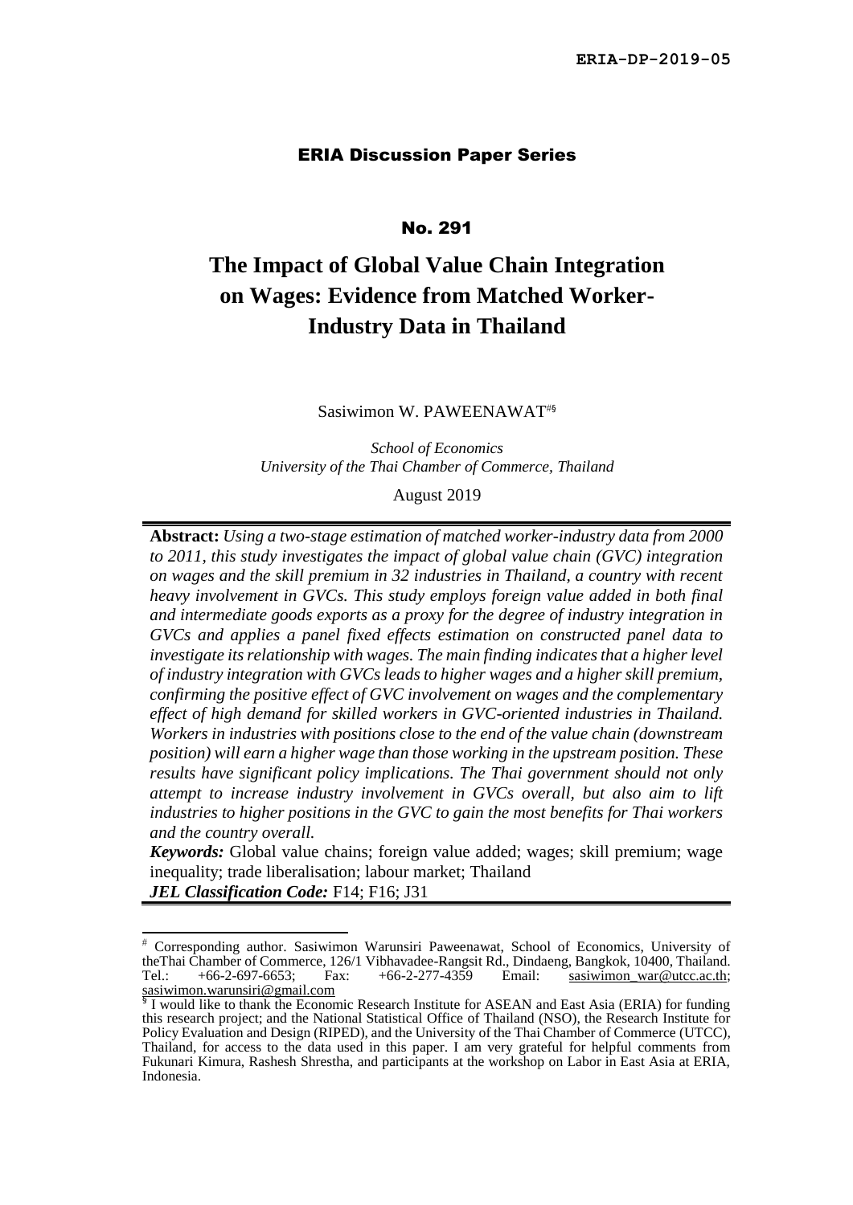ERIA-DP-2019-05

**ERIA Discussion Paper Series**

**No. 291**

# The Impact of Global Value Chain Integration on Wages: Evidence from Matched Worker-Industry Data in Thailand

Sasiwimon W. PAWEENAWAT[#§]

*School of Economics*
*University of the Thai Chamber of Commerce, Thailand*

August 2019

---

**Abstract:** *Using a two-stage estimation of matched worker-industry data from 2000 to 2011, this study investigates the impact of global value chain (GVC) integration on wages and the skill premium in 32 industries in Thailand, a country with recent heavy involvement in GVCs. This study employs foreign value added in both final and intermediate goods exports as a proxy for the degree of industry integration in GVCs and applies a panel fixed effects estimation on constructed panel data to investigate its relationship with wages. The main finding indicates that a higher level of industry integration with GVCs leads to higher wages and a higher skill premium, confirming the positive effect of GVC involvement on wages and the complementary effect of high demand for skilled workers in GVC-oriented industries in Thailand. Workers in industries with positions close to the end of the value chain (downstream position) will earn a higher wage than those working in the upstream position. These results have significant policy implications. The Thai government should not only attempt to increase industry involvement in GVCs overall, but also aim to lift industries to higher positions in the GVC to gain the most benefits for Thai workers and the country overall.*

***Keywords:*** Global value chains; foreign value added; wages; skill premium; wage inequality; trade liberalisation; labour market; Thailand

***JEL Classification Code:*** F14; F16; J31

---

[#] Corresponding author. Sasiwimon Warunsiri Paweenawat, School of Economics, University of theThai Chamber of Commerce, 126/1 Vibhavadee-Rangsit Rd., Dindaeng, Bangkok, 10400, Thailand. Tel.: +66-2-697-6653; Fax: +66-2-277-4359 Email: sasiwimon_war@utcc.ac.th; sasiwimon.warunsiri@gmail.com

[§] I would like to thank the Economic Research Institute for ASEAN and East Asia (ERIA) for funding this research project; and the National Statistical Office of Thailand (NSO), the Research Institute for Policy Evaluation and Design (RIPED), and the University of the Thai Chamber of Commerce (UTCC), Thailand, for access to the data used in this paper. I am very grateful for helpful comments from Fukunari Kimura, Rashesh Shrestha, and participants at the workshop on Labor in East Asia at ERIA, Indonesia.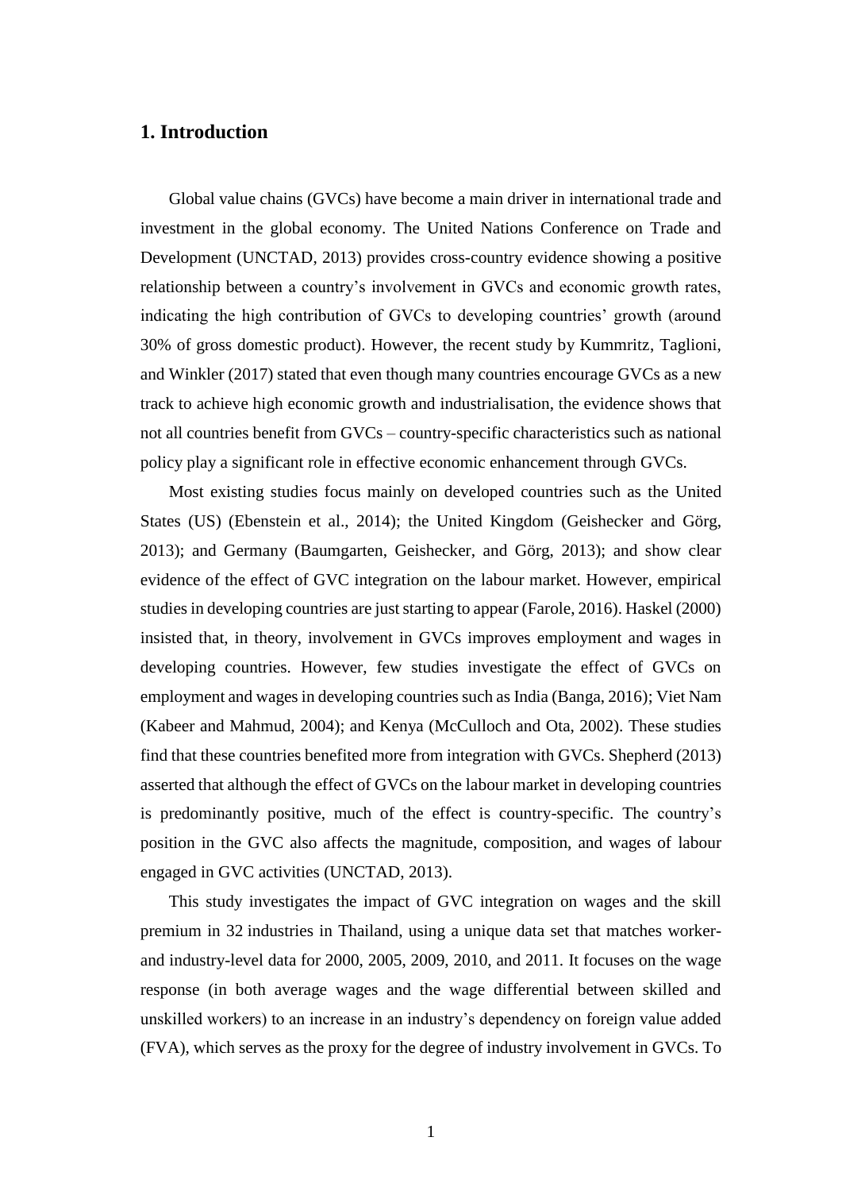## 1. Introduction

Global value chains (GVCs) have become a main driver in international trade and investment in the global economy. The United Nations Conference on Trade and Development (UNCTAD, 2013) provides cross-country evidence showing a positive relationship between a country's involvement in GVCs and economic growth rates, indicating the high contribution of GVCs to developing countries' growth (around 30% of gross domestic product). However, the recent study by Kummritz, Taglioni, and Winkler (2017) stated that even though many countries encourage GVCs as a new track to achieve high economic growth and industrialisation, the evidence shows that not all countries benefit from GVCs – country-specific characteristics such as national policy play a significant role in effective economic enhancement through GVCs.

Most existing studies focus mainly on developed countries such as the United States (US) (Ebenstein et al., 2014); the United Kingdom (Geishecker and Görg, 2013); and Germany (Baumgarten, Geishecker, and Görg, 2013); and show clear evidence of the effect of GVC integration on the labour market. However, empirical studies in developing countries are just starting to appear (Farole, 2016). Haskel (2000) insisted that, in theory, involvement in GVCs improves employment and wages in developing countries. However, few studies investigate the effect of GVCs on employment and wages in developing countries such as India (Banga, 2016); Viet Nam (Kabeer and Mahmud, 2004); and Kenya (McCulloch and Ota, 2002). These studies find that these countries benefited more from integration with GVCs. Shepherd (2013) asserted that although the effect of GVCs on the labour market in developing countries is predominantly positive, much of the effect is country-specific. The country's position in the GVC also affects the magnitude, composition, and wages of labour engaged in GVC activities (UNCTAD, 2013).

This study investigates the impact of GVC integration on wages and the skill premium in 32 industries in Thailand, using a unique data set that matches worker- and industry-level data for 2000, 2005, 2009, 2010, and 2011. It focuses on the wage response (in both average wages and the wage differential between skilled and unskilled workers) to an increase in an industry's dependency on foreign value added (FVA), which serves as the proxy for the degree of industry involvement in GVCs. To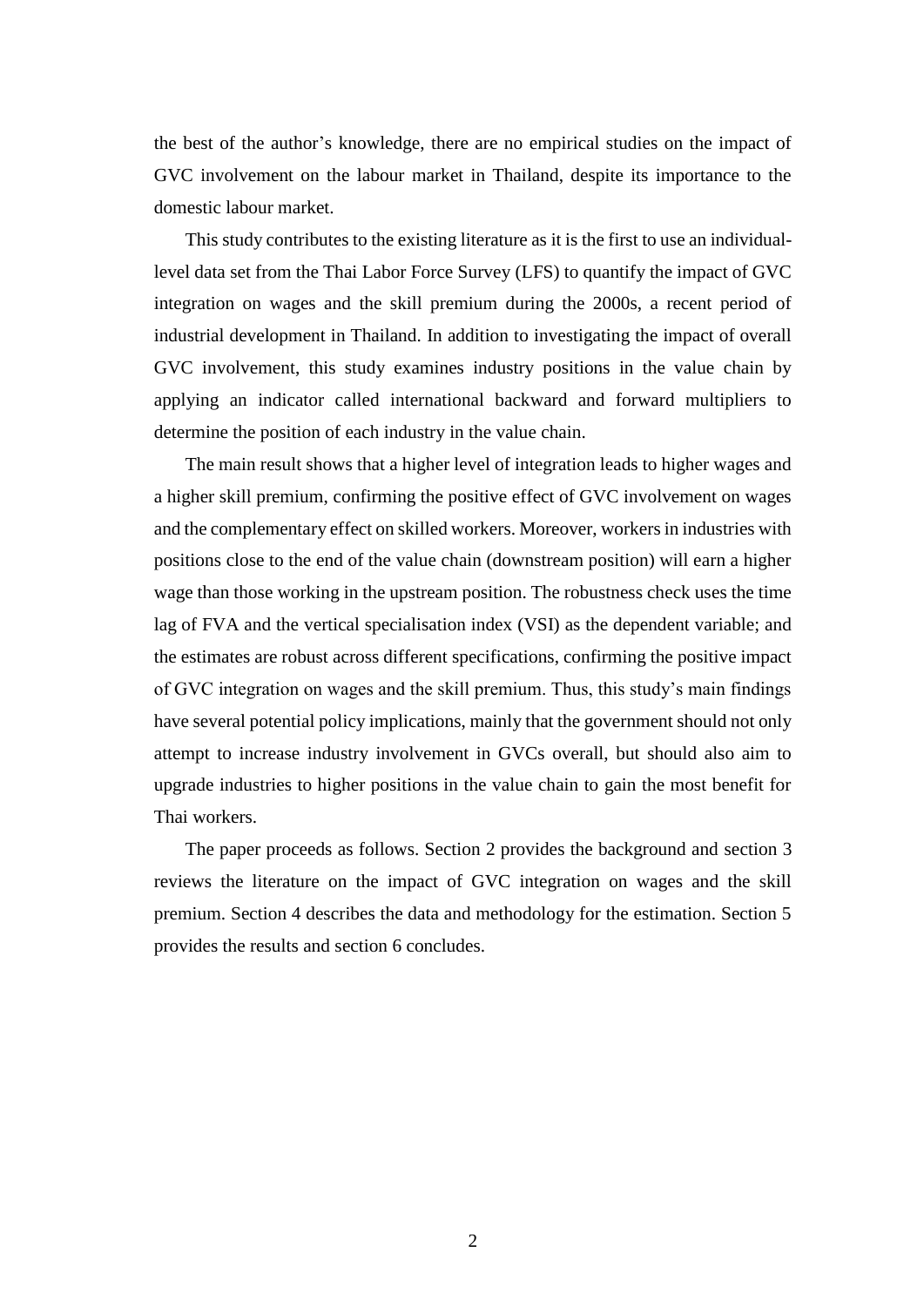the best of the author's knowledge, there are no empirical studies on the impact of GVC involvement on the labour market in Thailand, despite its importance to the domestic labour market.

This study contributes to the existing literature as it is the first to use an individual-level data set from the Thai Labor Force Survey (LFS) to quantify the impact of GVC integration on wages and the skill premium during the 2000s, a recent period of industrial development in Thailand. In addition to investigating the impact of overall GVC involvement, this study examines industry positions in the value chain by applying an indicator called international backward and forward multipliers to determine the position of each industry in the value chain.

The main result shows that a higher level of integration leads to higher wages and a higher skill premium, confirming the positive effect of GVC involvement on wages and the complementary effect on skilled workers. Moreover, workers in industries with positions close to the end of the value chain (downstream position) will earn a higher wage than those working in the upstream position. The robustness check uses the time lag of FVA and the vertical specialisation index (VSI) as the dependent variable; and the estimates are robust across different specifications, confirming the positive impact of GVC integration on wages and the skill premium. Thus, this study's main findings have several potential policy implications, mainly that the government should not only attempt to increase industry involvement in GVCs overall, but should also aim to upgrade industries to higher positions in the value chain to gain the most benefit for Thai workers.

The paper proceeds as follows. Section 2 provides the background and section 3 reviews the literature on the impact of GVC integration on wages and the skill premium. Section 4 describes the data and methodology for the estimation. Section 5 provides the results and section 6 concludes.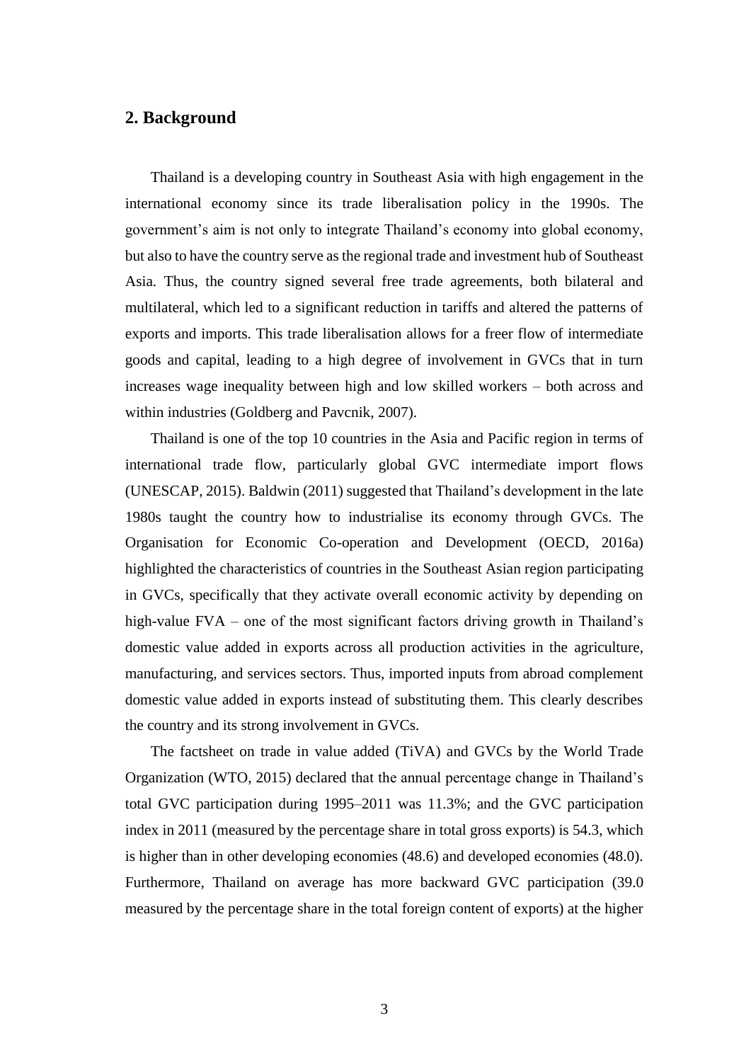## 2. Background

Thailand is a developing country in Southeast Asia with high engagement in the international economy since its trade liberalisation policy in the 1990s. The government's aim is not only to integrate Thailand's economy into global economy, but also to have the country serve as the regional trade and investment hub of Southeast Asia. Thus, the country signed several free trade agreements, both bilateral and multilateral, which led to a significant reduction in tariffs and altered the patterns of exports and imports. This trade liberalisation allows for a freer flow of intermediate goods and capital, leading to a high degree of involvement in GVCs that in turn increases wage inequality between high and low skilled workers – both across and within industries (Goldberg and Pavcnik, 2007).

Thailand is one of the top 10 countries in the Asia and Pacific region in terms of international trade flow, particularly global GVC intermediate import flows (UNESCAP, 2015). Baldwin (2011) suggested that Thailand's development in the late 1980s taught the country how to industrialise its economy through GVCs. The Organisation for Economic Co-operation and Development (OECD, 2016a) highlighted the characteristics of countries in the Southeast Asian region participating in GVCs, specifically that they activate overall economic activity by depending on high-value FVA – one of the most significant factors driving growth in Thailand's domestic value added in exports across all production activities in the agriculture, manufacturing, and services sectors. Thus, imported inputs from abroad complement domestic value added in exports instead of substituting them. This clearly describes the country and its strong involvement in GVCs.

The factsheet on trade in value added (TiVA) and GVCs by the World Trade Organization (WTO, 2015) declared that the annual percentage change in Thailand's total GVC participation during 1995–2011 was 11.3%; and the GVC participation index in 2011 (measured by the percentage share in total gross exports) is 54.3, which is higher than in other developing economies (48.6) and developed economies (48.0). Furthermore, Thailand on average has more backward GVC participation (39.0 measured by the percentage share in the total foreign content of exports) at the higher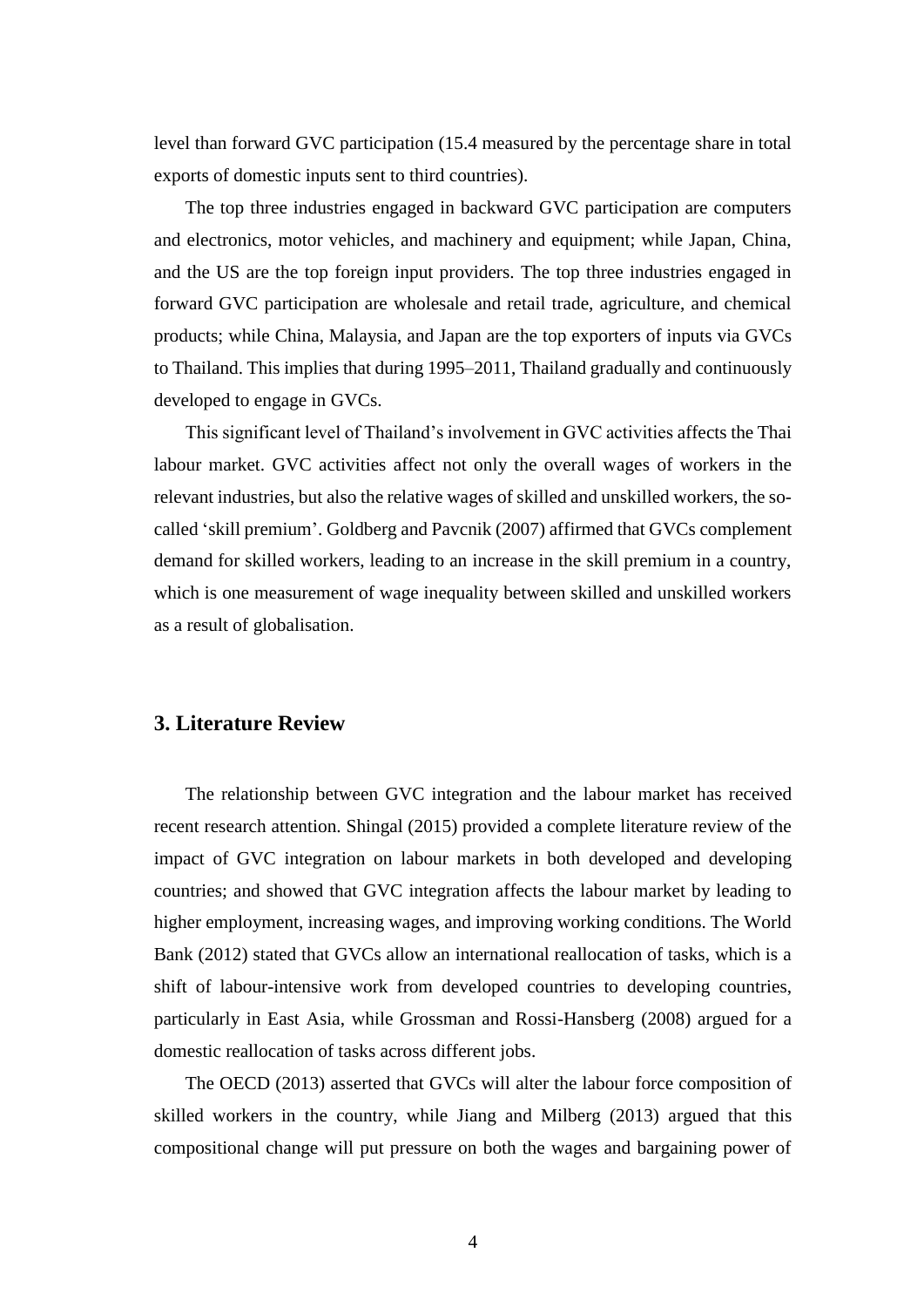level than forward GVC participation (15.4 measured by the percentage share in total exports of domestic inputs sent to third countries).

The top three industries engaged in backward GVC participation are computers and electronics, motor vehicles, and machinery and equipment; while Japan, China, and the US are the top foreign input providers. The top three industries engaged in forward GVC participation are wholesale and retail trade, agriculture, and chemical products; while China, Malaysia, and Japan are the top exporters of inputs via GVCs to Thailand. This implies that during 1995–2011, Thailand gradually and continuously developed to engage in GVCs.

This significant level of Thailand's involvement in GVC activities affects the Thai labour market. GVC activities affect not only the overall wages of workers in the relevant industries, but also the relative wages of skilled and unskilled workers, the so-called 'skill premium'. Goldberg and Pavcnik (2007) affirmed that GVCs complement demand for skilled workers, leading to an increase in the skill premium in a country, which is one measurement of wage inequality between skilled and unskilled workers as a result of globalisation.

## 3. Literature Review

The relationship between GVC integration and the labour market has received recent research attention. Shingal (2015) provided a complete literature review of the impact of GVC integration on labour markets in both developed and developing countries; and showed that GVC integration affects the labour market by leading to higher employment, increasing wages, and improving working conditions. The World Bank (2012) stated that GVCs allow an international reallocation of tasks, which is a shift of labour-intensive work from developed countries to developing countries, particularly in East Asia, while Grossman and Rossi-Hansberg (2008) argued for a domestic reallocation of tasks across different jobs.

The OECD (2013) asserted that GVCs will alter the labour force composition of skilled workers in the country, while Jiang and Milberg (2013) argued that this compositional change will put pressure on both the wages and bargaining power of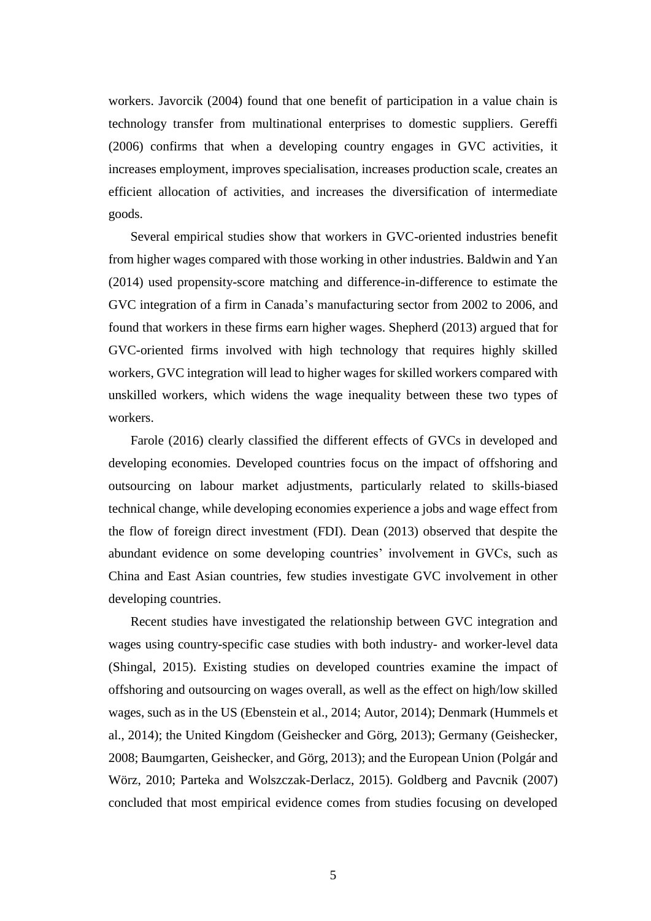workers. Javorcik (2004) found that one benefit of participation in a value chain is technology transfer from multinational enterprises to domestic suppliers. Gereffi (2006) confirms that when a developing country engages in GVC activities, it increases employment, improves specialisation, increases production scale, creates an efficient allocation of activities, and increases the diversification of intermediate goods.

Several empirical studies show that workers in GVC-oriented industries benefit from higher wages compared with those working in other industries. Baldwin and Yan (2014) used propensity-score matching and difference-in-difference to estimate the GVC integration of a firm in Canada's manufacturing sector from 2002 to 2006, and found that workers in these firms earn higher wages. Shepherd (2013) argued that for GVC-oriented firms involved with high technology that requires highly skilled workers, GVC integration will lead to higher wages for skilled workers compared with unskilled workers, which widens the wage inequality between these two types of workers.

Farole (2016) clearly classified the different effects of GVCs in developed and developing economies. Developed countries focus on the impact of offshoring and outsourcing on labour market adjustments, particularly related to skills-biased technical change, while developing economies experience a jobs and wage effect from the flow of foreign direct investment (FDI). Dean (2013) observed that despite the abundant evidence on some developing countries' involvement in GVCs, such as China and East Asian countries, few studies investigate GVC involvement in other developing countries.

Recent studies have investigated the relationship between GVC integration and wages using country-specific case studies with both industry- and worker-level data (Shingal, 2015). Existing studies on developed countries examine the impact of offshoring and outsourcing on wages overall, as well as the effect on high/low skilled wages, such as in the US (Ebenstein et al., 2014; Autor, 2014); Denmark (Hummels et al., 2014); the United Kingdom (Geishecker and Görg, 2013); Germany (Geishecker, 2008; Baumgarten, Geishecker, and Görg, 2013); and the European Union (Polgár and Wörz, 2010; Parteka and Wolszczak-Derlacz, 2015). Goldberg and Pavcnik (2007) concluded that most empirical evidence comes from studies focusing on developed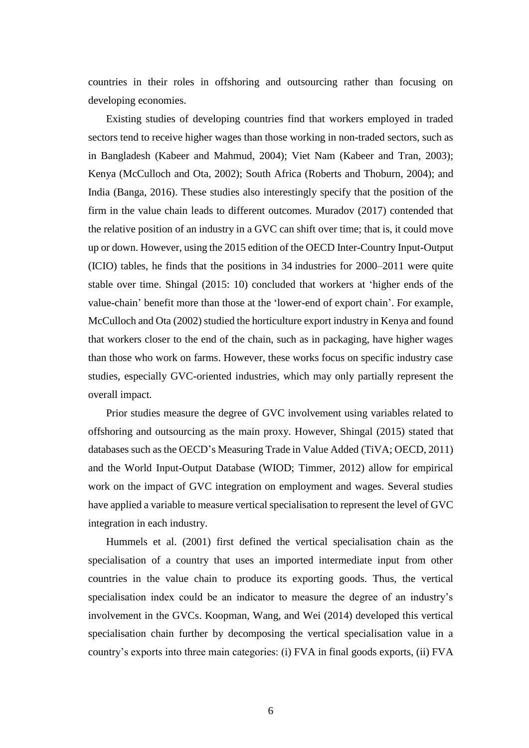countries in their roles in offshoring and outsourcing rather than focusing on developing economies.

Existing studies of developing countries find that workers employed in traded sectors tend to receive higher wages than those working in non-traded sectors, such as in Bangladesh (Kabeer and Mahmud, 2004); Viet Nam (Kabeer and Tran, 2003); Kenya (McCulloch and Ota, 2002); South Africa (Roberts and Thoburn, 2004); and India (Banga, 2016). These studies also interestingly specify that the position of the firm in the value chain leads to different outcomes. Muradov (2017) contended that the relative position of an industry in a GVC can shift over time; that is, it could move up or down. However, using the 2015 edition of the OECD Inter-Country Input-Output (ICIO) tables, he finds that the positions in 34 industries for 2000–2011 were quite stable over time. Shingal (2015: 10) concluded that workers at 'higher ends of the value-chain' benefit more than those at the 'lower-end of export chain'. For example, McCulloch and Ota (2002) studied the horticulture export industry in Kenya and found that workers closer to the end of the chain, such as in packaging, have higher wages than those who work on farms. However, these works focus on specific industry case studies, especially GVC-oriented industries, which may only partially represent the overall impact.

Prior studies measure the degree of GVC involvement using variables related to offshoring and outsourcing as the main proxy. However, Shingal (2015) stated that databases such as the OECD's Measuring Trade in Value Added (TiVA; OECD, 2011) and the World Input-Output Database (WIOD; Timmer, 2012) allow for empirical work on the impact of GVC integration on employment and wages. Several studies have applied a variable to measure vertical specialisation to represent the level of GVC integration in each industry.

Hummels et al. (2001) first defined the vertical specialisation chain as the specialisation of a country that uses an imported intermediate input from other countries in the value chain to produce its exporting goods. Thus, the vertical specialisation index could be an indicator to measure the degree of an industry's involvement in the GVCs. Koopman, Wang, and Wei (2014) developed this vertical specialisation chain further by decomposing the vertical specialisation value in a country's exports into three main categories: (i) FVA in final goods exports, (ii) FVA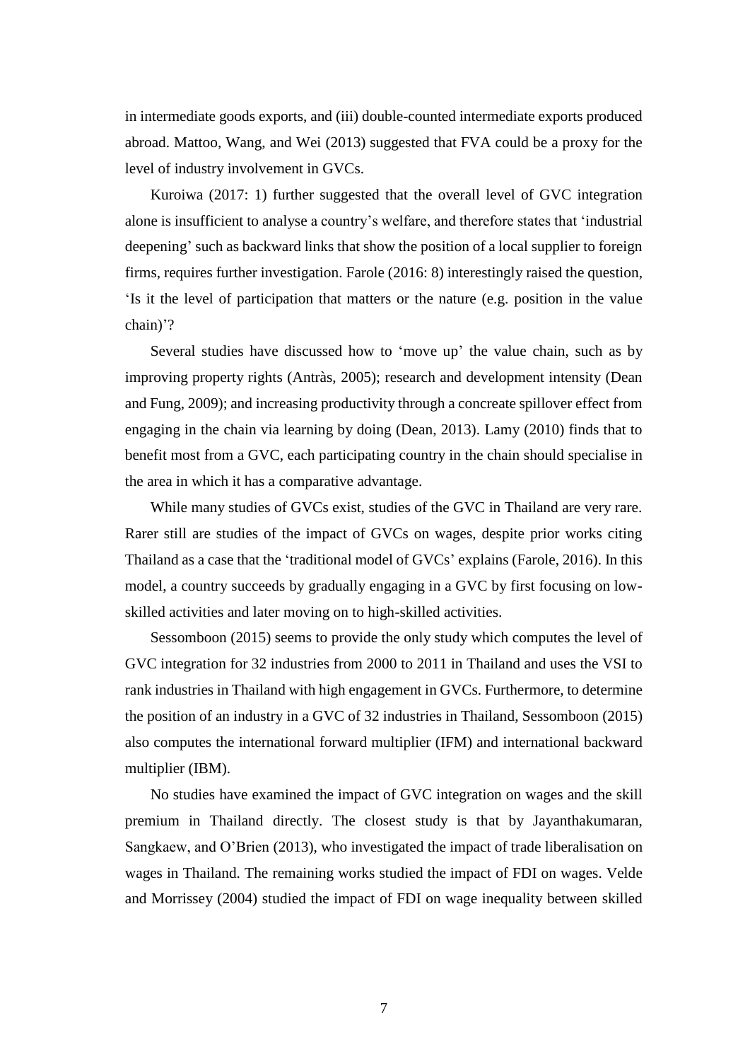in intermediate goods exports, and (iii) double-counted intermediate exports produced abroad. Mattoo, Wang, and Wei (2013) suggested that FVA could be a proxy for the level of industry involvement in GVCs.

Kuroiwa (2017: 1) further suggested that the overall level of GVC integration alone is insufficient to analyse a country's welfare, and therefore states that 'industrial deepening' such as backward links that show the position of a local supplier to foreign firms, requires further investigation. Farole (2016: 8) interestingly raised the question, 'Is it the level of participation that matters or the nature (e.g. position in the value chain)'?

Several studies have discussed how to 'move up' the value chain, such as by improving property rights (Antràs, 2005); research and development intensity (Dean and Fung, 2009); and increasing productivity through a concreate spillover effect from engaging in the chain via learning by doing (Dean, 2013). Lamy (2010) finds that to benefit most from a GVC, each participating country in the chain should specialise in the area in which it has a comparative advantage.

While many studies of GVCs exist, studies of the GVC in Thailand are very rare. Rarer still are studies of the impact of GVCs on wages, despite prior works citing Thailand as a case that the 'traditional model of GVCs' explains (Farole, 2016). In this model, a country succeeds by gradually engaging in a GVC by first focusing on low-skilled activities and later moving on to high-skilled activities.

Sessomboon (2015) seems to provide the only study which computes the level of GVC integration for 32 industries from 2000 to 2011 in Thailand and uses the VSI to rank industries in Thailand with high engagement in GVCs. Furthermore, to determine the position of an industry in a GVC of 32 industries in Thailand, Sessomboon (2015) also computes the international forward multiplier (IFM) and international backward multiplier (IBM).

No studies have examined the impact of GVC integration on wages and the skill premium in Thailand directly. The closest study is that by Jayanthakumaran, Sangkaew, and O'Brien (2013), who investigated the impact of trade liberalisation on wages in Thailand. The remaining works studied the impact of FDI on wages. Velde and Morrissey (2004) studied the impact of FDI on wage inequality between skilled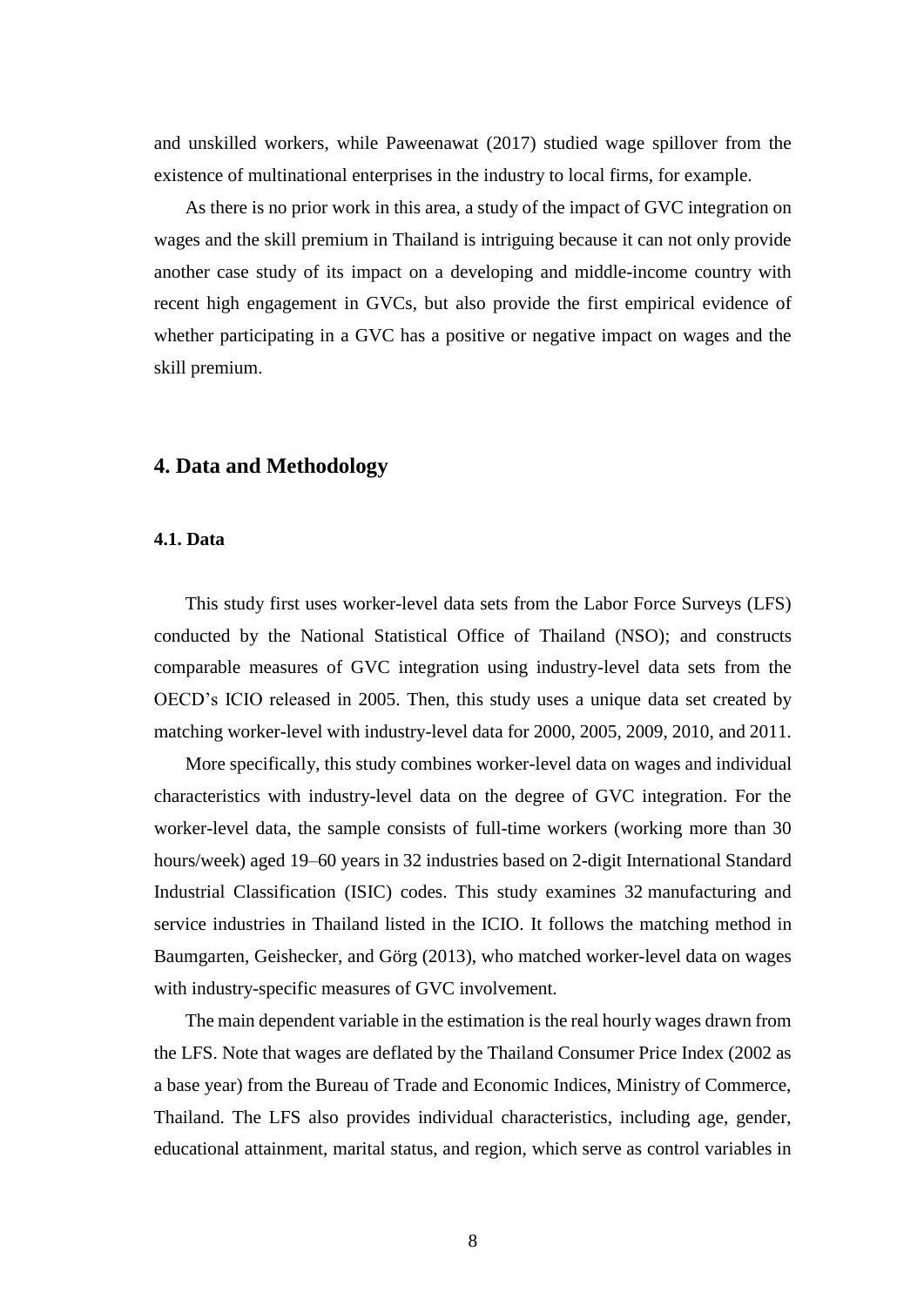and unskilled workers, while Paweenawat (2017) studied wage spillover from the existence of multinational enterprises in the industry to local firms, for example.

As there is no prior work in this area, a study of the impact of GVC integration on wages and the skill premium in Thailand is intriguing because it can not only provide another case study of its impact on a developing and middle-income country with recent high engagement in GVCs, but also provide the first empirical evidence of whether participating in a GVC has a positive or negative impact on wages and the skill premium.

## 4. Data and Methodology

### 4.1. Data

This study first uses worker-level data sets from the Labor Force Surveys (LFS) conducted by the National Statistical Office of Thailand (NSO); and constructs comparable measures of GVC integration using industry-level data sets from the OECD's ICIO released in 2005. Then, this study uses a unique data set created by matching worker-level with industry-level data for 2000, 2005, 2009, 2010, and 2011.

More specifically, this study combines worker-level data on wages and individual characteristics with industry-level data on the degree of GVC integration. For the worker-level data, the sample consists of full-time workers (working more than 30 hours/week) aged 19–60 years in 32 industries based on 2-digit International Standard Industrial Classification (ISIC) codes. This study examines 32 manufacturing and service industries in Thailand listed in the ICIO. It follows the matching method in Baumgarten, Geishecker, and Görg (2013), who matched worker-level data on wages with industry-specific measures of GVC involvement.

The main dependent variable in the estimation is the real hourly wages drawn from the LFS. Note that wages are deflated by the Thailand Consumer Price Index (2002 as a base year) from the Bureau of Trade and Economic Indices, Ministry of Commerce, Thailand. The LFS also provides individual characteristics, including age, gender, educational attainment, marital status, and region, which serve as control variables in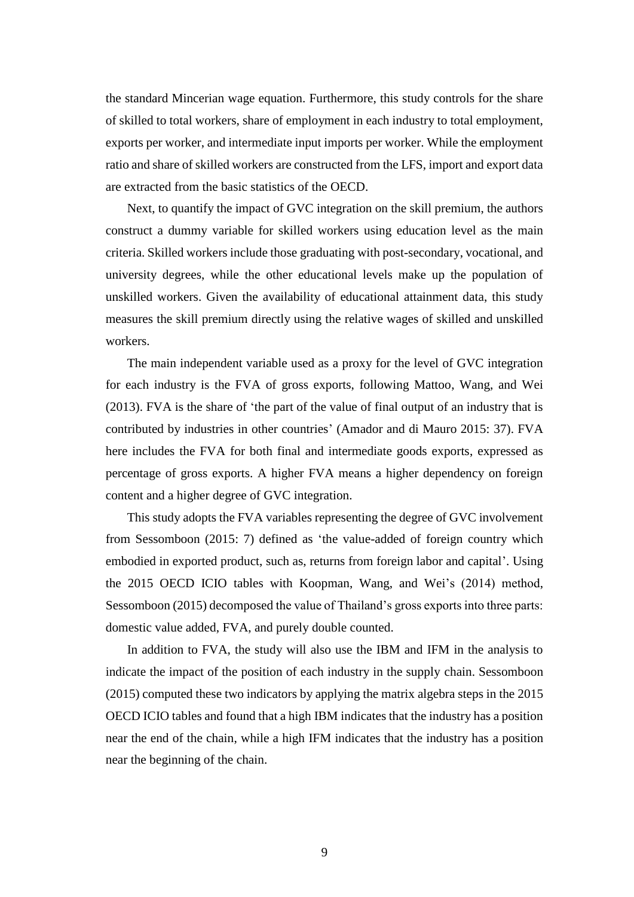the standard Mincerian wage equation. Furthermore, this study controls for the share of skilled to total workers, share of employment in each industry to total employment, exports per worker, and intermediate input imports per worker. While the employment ratio and share of skilled workers are constructed from the LFS, import and export data are extracted from the basic statistics of the OECD.

Next, to quantify the impact of GVC integration on the skill premium, the authors construct a dummy variable for skilled workers using education level as the main criteria. Skilled workers include those graduating with post-secondary, vocational, and university degrees, while the other educational levels make up the population of unskilled workers. Given the availability of educational attainment data, this study measures the skill premium directly using the relative wages of skilled and unskilled workers.

The main independent variable used as a proxy for the level of GVC integration for each industry is the FVA of gross exports, following Mattoo, Wang, and Wei (2013). FVA is the share of 'the part of the value of final output of an industry that is contributed by industries in other countries' (Amador and di Mauro 2015: 37). FVA here includes the FVA for both final and intermediate goods exports, expressed as percentage of gross exports. A higher FVA means a higher dependency on foreign content and a higher degree of GVC integration.

This study adopts the FVA variables representing the degree of GVC involvement from Sessomboon (2015: 7) defined as 'the value-added of foreign country which embodied in exported product, such as, returns from foreign labor and capital'. Using the 2015 OECD ICIO tables with Koopman, Wang, and Wei's (2014) method, Sessomboon (2015) decomposed the value of Thailand's gross exports into three parts: domestic value added, FVA, and purely double counted.

In addition to FVA, the study will also use the IBM and IFM in the analysis to indicate the impact of the position of each industry in the supply chain. Sessomboon (2015) computed these two indicators by applying the matrix algebra steps in the 2015 OECD ICIO tables and found that a high IBM indicates that the industry has a position near the end of the chain, while a high IFM indicates that the industry has a position near the beginning of the chain.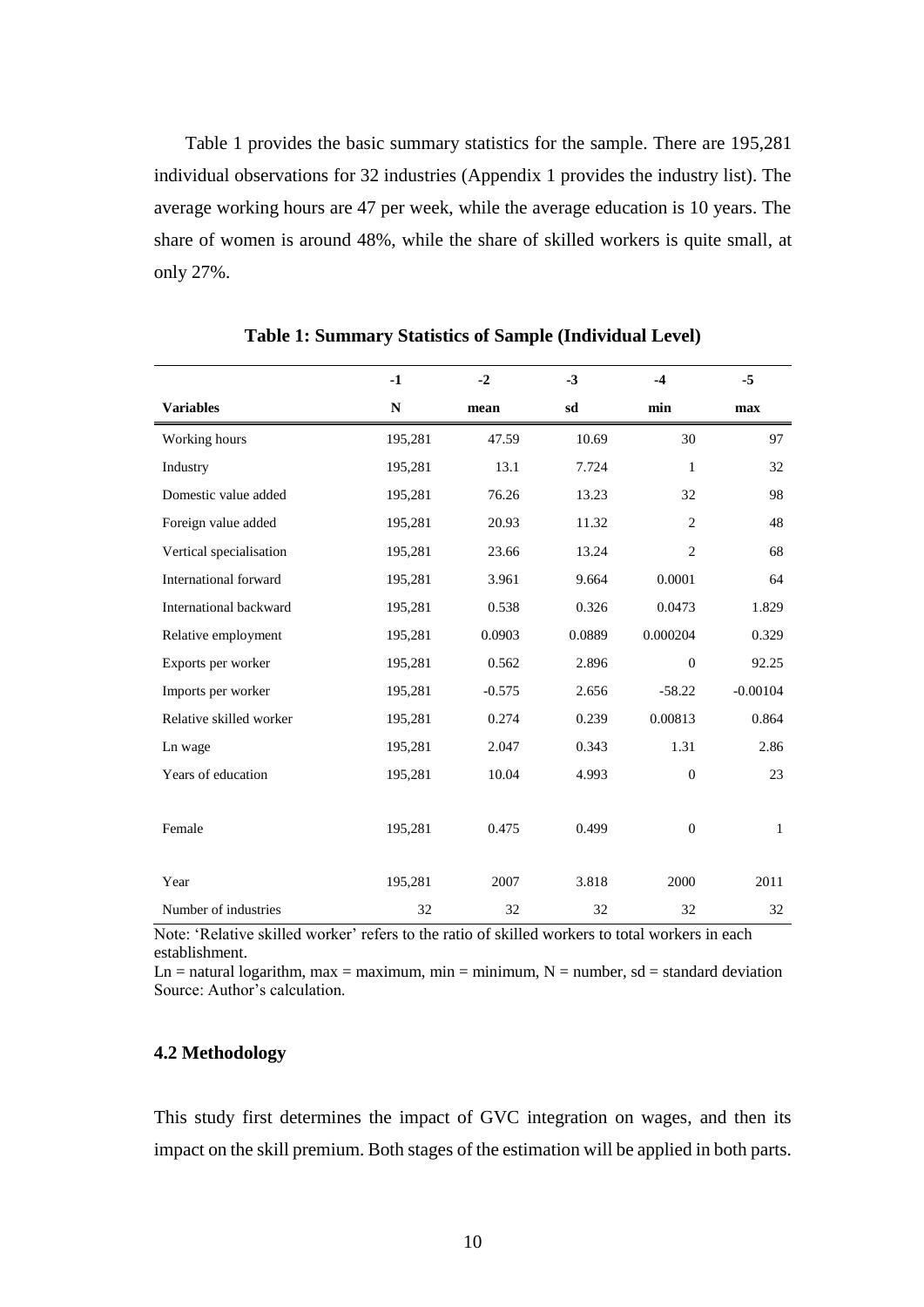Table 1 provides the basic summary statistics for the sample. There are 195,281 individual observations for 32 industries (Appendix 1 provides the industry list). The average working hours are 47 per week, while the average education is 10 years. The share of women is around 48%, while the share of skilled workers is quite small, at only 27%.

**Table 1: Summary Statistics of Sample (Individual Level)**

| | -1 | -2 | -3 | -4 | -5 |
|---|---|---|---|---|---|
| **Variables** | **N** | **mean** | **sd** | **min** | **max** |
| Working hours | 195,281 | 47.59 | 10.69 | 30 | 97 |
| Industry | 195,281 | 13.1 | 7.724 | 1 | 32 |
| Domestic value added | 195,281 | 76.26 | 13.23 | 32 | 98 |
| Foreign value added | 195,281 | 20.93 | 11.32 | 2 | 48 |
| Vertical specialisation | 195,281 | 23.66 | 13.24 | 2 | 68 |
| International forward | 195,281 | 3.961 | 9.664 | 0.0001 | 64 |
| International backward | 195,281 | 0.538 | 0.326 | 0.0473 | 1.829 |
| Relative employment | 195,281 | 0.0903 | 0.0889 | 0.000204 | 0.329 |
| Exports per worker | 195,281 | 0.562 | 2.896 | 0 | 92.25 |
| Imports per worker | 195,281 | -0.575 | 2.656 | -58.22 | -0.00104 |
| Relative skilled worker | 195,281 | 0.274 | 0.239 | 0.00813 | 0.864 |
| Ln wage | 195,281 | 2.047 | 0.343 | 1.31 | 2.86 |
| Years of education | 195,281 | 10.04 | 4.993 | 0 | 23 |
| Female | 195,281 | 0.475 | 0.499 | 0 | 1 |
| Year | 195,281 | 2007 | 3.818 | 2000 | 2011 |
| Number of industries | 32 | 32 | 32 | 32 | 32 |

Note: 'Relative skilled worker' refers to the ratio of skilled workers to total workers in each establishment.

Ln = natural logarithm, max = maximum, min = minimum, N = number, sd = standard deviation

Source: Author's calculation.

### 4.2 Methodology

This study first determines the impact of GVC integration on wages, and then its impact on the skill premium. Both stages of the estimation will be applied in both parts.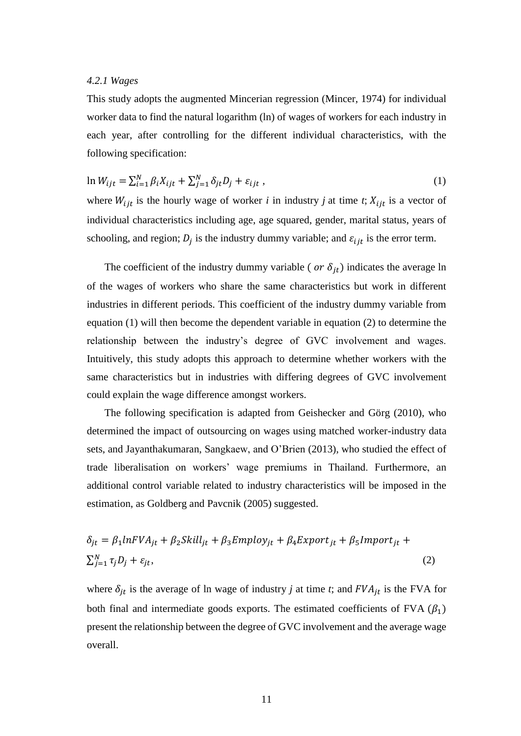*4.2.1 Wages*

This study adopts the augmented Mincerian regression (Mincer, 1974) for individual worker data to find the natural logarithm (ln) of wages of workers for each industry in each year, after controlling for the different individual characteristics, with the following specification:

$$\ln W_{ijt} = \sum_{i=1}^{N} \beta_i X_{ijt} + \sum_{j=1}^{N} \delta_{jt} D_j + \varepsilon_{ijt} \ , \tag{1}$$

where $W_{ijt}$ is the hourly wage of worker *i* in industry *j* at time *t*; $X_{ijt}$ is a vector of individual characteristics including age, age squared, gender, marital status, years of schooling, and region; $D_j$ is the industry dummy variable; and $\varepsilon_{ijt}$ is the error term.

The coefficient of the industry dummy variable ( $or\ \delta_{jt}$) indicates the average ln of the wages of workers who share the same characteristics but work in different industries in different periods. This coefficient of the industry dummy variable from equation (1) will then become the dependent variable in equation (2) to determine the relationship between the industry's degree of GVC involvement and wages. Intuitively, this study adopts this approach to determine whether workers with the same characteristics but in industries with differing degrees of GVC involvement could explain the wage difference amongst workers.

The following specification is adapted from Geishecker and Görg (2010), who determined the impact of outsourcing on wages using matched worker-industry data sets, and Jayanthakumaran, Sangkaew, and O'Brien (2013), who studied the effect of trade liberalisation on workers' wage premiums in Thailand. Furthermore, an additional control variable related to industry characteristics will be imposed in the estimation, as Goldberg and Pavcnik (2005) suggested.

$$\delta_{jt} = \beta_1 lnFVA_{jt} + \beta_2 Skill_{jt} + \beta_3 Employ_{jt} + \beta_4 Export_{jt} + \beta_5 Import_{jt} + \sum_{j=1}^{N} \tau_j D_j + \varepsilon_{jt}, \tag{2}$$

where $\delta_{jt}$ is the average of ln wage of industry *j* at time *t*; and $FVA_{jt}$ is the FVA for both final and intermediate goods exports. The estimated coefficients of FVA ($\beta_1$) present the relationship between the degree of GVC involvement and the average wage overall.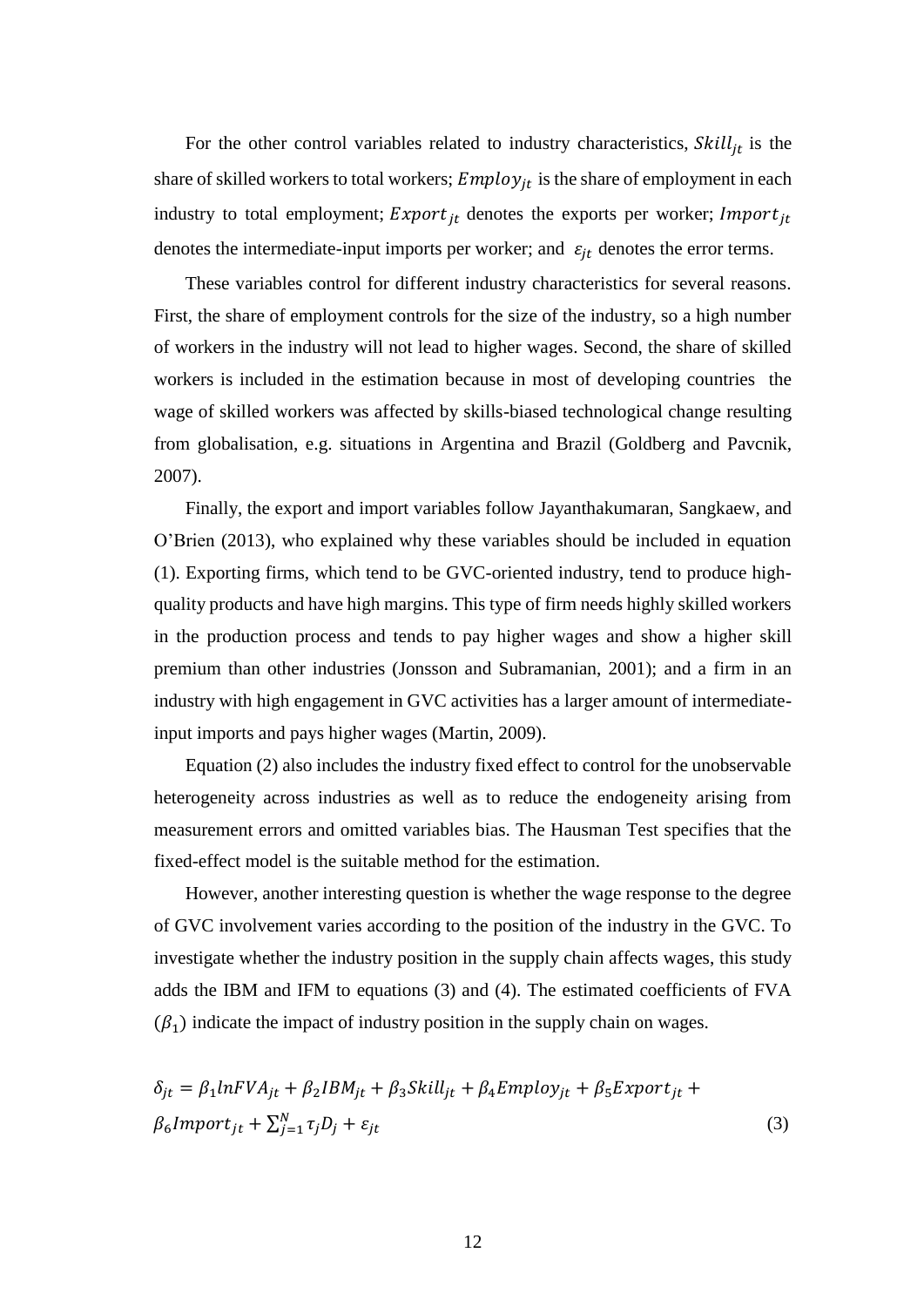For the other control variables related to industry characteristics, $Skill_{jt}$ is the share of skilled workers to total workers; $Employ_{jt}$ is the share of employment in each industry to total employment; $Export_{jt}$ denotes the exports per worker; $Import_{jt}$ denotes the intermediate-input imports per worker; and $\varepsilon_{jt}$ denotes the error terms.

These variables control for different industry characteristics for several reasons. First, the share of employment controls for the size of the industry, so a high number of workers in the industry will not lead to higher wages. Second, the share of skilled workers is included in the estimation because in most of developing countries the wage of skilled workers was affected by skills-biased technological change resulting from globalisation, e.g. situations in Argentina and Brazil (Goldberg and Pavcnik, 2007).

Finally, the export and import variables follow Jayanthakumaran, Sangkaew, and O'Brien (2013), who explained why these variables should be included in equation (1). Exporting firms, which tend to be GVC-oriented industry, tend to produce high-quality products and have high margins. This type of firm needs highly skilled workers in the production process and tends to pay higher wages and show a higher skill premium than other industries (Jonsson and Subramanian, 2001); and a firm in an industry with high engagement in GVC activities has a larger amount of intermediate-input imports and pays higher wages (Martin, 2009).

Equation (2) also includes the industry fixed effect to control for the unobservable heterogeneity across industries as well as to reduce the endogeneity arising from measurement errors and omitted variables bias. The Hausman Test specifies that the fixed-effect model is the suitable method for the estimation.

However, another interesting question is whether the wage response to the degree of GVC involvement varies according to the position of the industry in the GVC. To investigate whether the industry position in the supply chain affects wages, this study adds the IBM and IFM to equations (3) and (4). The estimated coefficients of FVA ($\beta_1$) indicate the impact of industry position in the supply chain on wages.

$$\delta_{jt} = \beta_1 lnFVA_{jt} + \beta_2 IBM_{jt} + \beta_3 Skill_{jt} + \beta_4 Employ_{jt} + \beta_5 Export_{jt} + \beta_6 Import_{jt} + \sum_{j=1}^{N} \tau_j D_j + \varepsilon_{jt} \tag{3}$$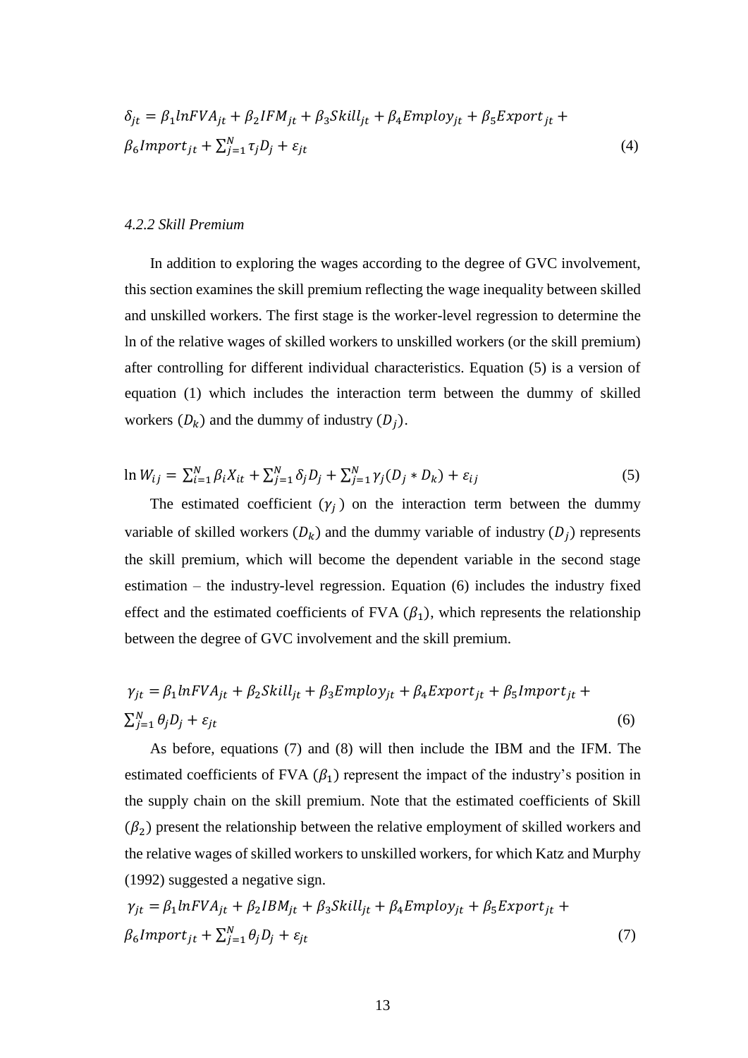$$\delta_{jt} = \beta_1 lnFVA_{jt} + \beta_2 IFM_{jt} + \beta_3 Skill_{jt} + \beta_4 Employ_{jt} + \beta_5 Export_{jt} + \beta_6 Import_{jt} + \sum_{j=1}^{N} \tau_j D_j + \varepsilon_{jt} \tag{4}$$

#### *4.2.2 Skill Premium*

In addition to exploring the wages according to the degree of GVC involvement, this section examines the skill premium reflecting the wage inequality between skilled and unskilled workers. The first stage is the worker-level regression to determine the ln of the relative wages of skilled workers to unskilled workers (or the skill premium) after controlling for different individual characteristics. Equation (5) is a version of equation (1) which includes the interaction term between the dummy of skilled workers ($D_k$) and the dummy of industry ($D_j$).

$$\ln W_{ij} = \sum_{i=1}^{N} \beta_i X_{it} + \sum_{j=1}^{N} \delta_j D_j + \sum_{j=1}^{N} \gamma_j (D_j * D_k) + \varepsilon_{ij} \tag{5}$$

The estimated coefficient ($\gamma_j$) on the interaction term between the dummy variable of skilled workers ($D_k$) and the dummy variable of industry ($D_j$) represents the skill premium, which will become the dependent variable in the second stage estimation – the industry-level regression. Equation (6) includes the industry fixed effect and the estimated coefficients of FVA ($\beta_1$), which represents the relationship between the degree of GVC involvement and the skill premium.

$$\gamma_{jt} = \beta_1 lnFVA_{jt} + \beta_2 Skill_{jt} + \beta_3 Employ_{jt} + \beta_4 Export_{jt} + \beta_5 Import_{jt} + \sum_{j=1}^{N} \theta_j D_j + \varepsilon_{jt} \tag{6}$$

As before, equations (7) and (8) will then include the IBM and the IFM. The estimated coefficients of FVA ($\beta_1$) represent the impact of the industry's position in the supply chain on the skill premium. Note that the estimated coefficients of Skill ($\beta_2$) present the relationship between the relative employment of skilled workers and the relative wages of skilled workers to unskilled workers, for which Katz and Murphy (1992) suggested a negative sign.

$$\gamma_{jt} = \beta_1 lnFVA_{jt} + \beta_2 IBM_{jt} + \beta_3 Skill_{jt} + \beta_4 Employ_{jt} + \beta_5 Export_{jt} + \beta_6 Import_{jt} + \sum_{j=1}^{N} \theta_j D_j + \varepsilon_{jt} \tag{7}$$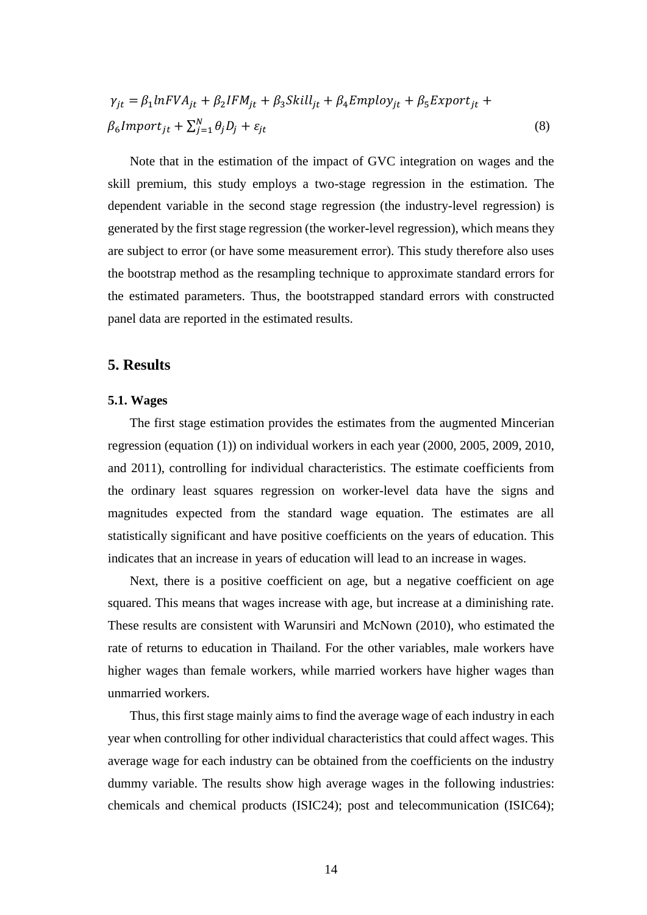$$\gamma_{jt} = \beta_1 lnFVA_{jt} + \beta_2 IFM_{jt} + \beta_3 Skill_{jt} + \beta_4 Employ_{jt} + \beta_5 Export_{jt} + \beta_6 Import_{jt} + \sum_{j=1}^{N} \theta_j D_j + \varepsilon_{jt} \quad (8)$$

Note that in the estimation of the impact of GVC integration on wages and the skill premium, this study employs a two-stage regression in the estimation. The dependent variable in the second stage regression (the industry-level regression) is generated by the first stage regression (the worker-level regression), which means they are subject to error (or have some measurement error). This study therefore also uses the bootstrap method as the resampling technique to approximate standard errors for the estimated parameters. Thus, the bootstrapped standard errors with constructed panel data are reported in the estimated results.

## 5. Results

### 5.1. Wages

The first stage estimation provides the estimates from the augmented Mincerian regression (equation (1)) on individual workers in each year (2000, 2005, 2009, 2010, and 2011), controlling for individual characteristics. The estimate coefficients from the ordinary least squares regression on worker-level data have the signs and magnitudes expected from the standard wage equation. The estimates are all statistically significant and have positive coefficients on the years of education. This indicates that an increase in years of education will lead to an increase in wages.

Next, there is a positive coefficient on age, but a negative coefficient on age squared. This means that wages increase with age, but increase at a diminishing rate. These results are consistent with Warunsiri and McNown (2010), who estimated the rate of returns to education in Thailand. For the other variables, male workers have higher wages than female workers, while married workers have higher wages than unmarried workers.

Thus, this first stage mainly aims to find the average wage of each industry in each year when controlling for other individual characteristics that could affect wages. This average wage for each industry can be obtained from the coefficients on the industry dummy variable. The results show high average wages in the following industries: chemicals and chemical products (ISIC24); post and telecommunication (ISIC64);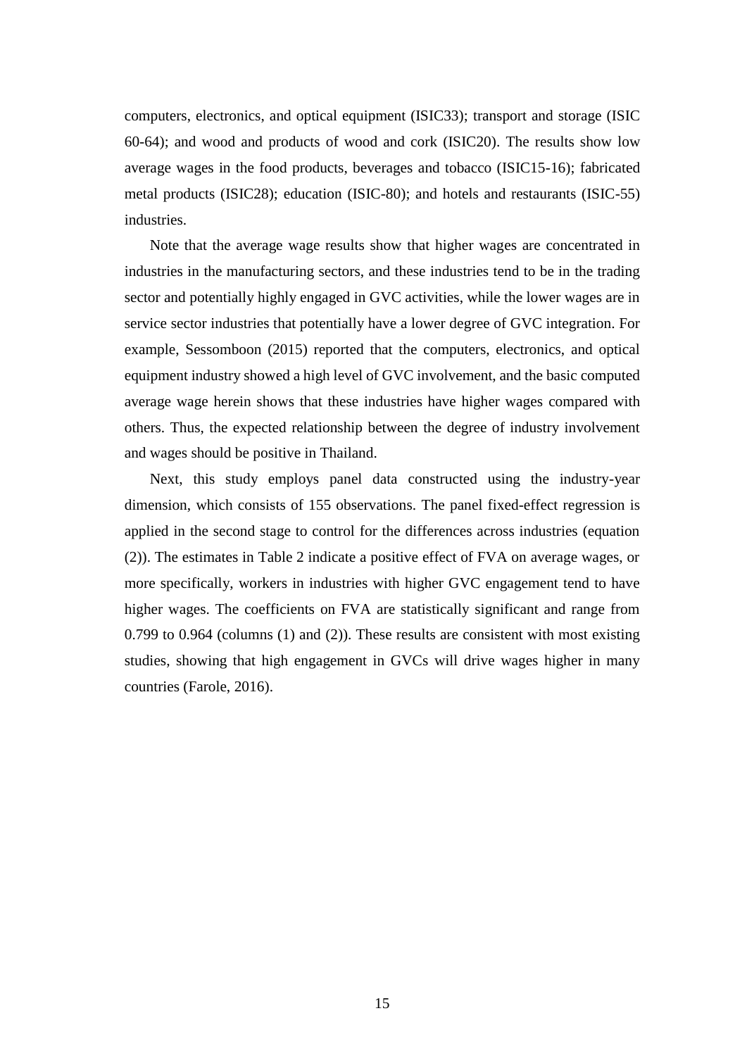computers, electronics, and optical equipment (ISIC33); transport and storage (ISIC 60-64); and wood and products of wood and cork (ISIC20). The results show low average wages in the food products, beverages and tobacco (ISIC15-16); fabricated metal products (ISIC28); education (ISIC-80); and hotels and restaurants (ISIC-55) industries.

Note that the average wage results show that higher wages are concentrated in industries in the manufacturing sectors, and these industries tend to be in the trading sector and potentially highly engaged in GVC activities, while the lower wages are in service sector industries that potentially have a lower degree of GVC integration. For example, Sessomboon (2015) reported that the computers, electronics, and optical equipment industry showed a high level of GVC involvement, and the basic computed average wage herein shows that these industries have higher wages compared with others. Thus, the expected relationship between the degree of industry involvement and wages should be positive in Thailand.

Next, this study employs panel data constructed using the industry-year dimension, which consists of 155 observations. The panel fixed-effect regression is applied in the second stage to control for the differences across industries (equation (2)). The estimates in Table 2 indicate a positive effect of FVA on average wages, or more specifically, workers in industries with higher GVC engagement tend to have higher wages. The coefficients on FVA are statistically significant and range from 0.799 to 0.964 (columns (1) and (2)). These results are consistent with most existing studies, showing that high engagement in GVCs will drive wages higher in many countries (Farole, 2016).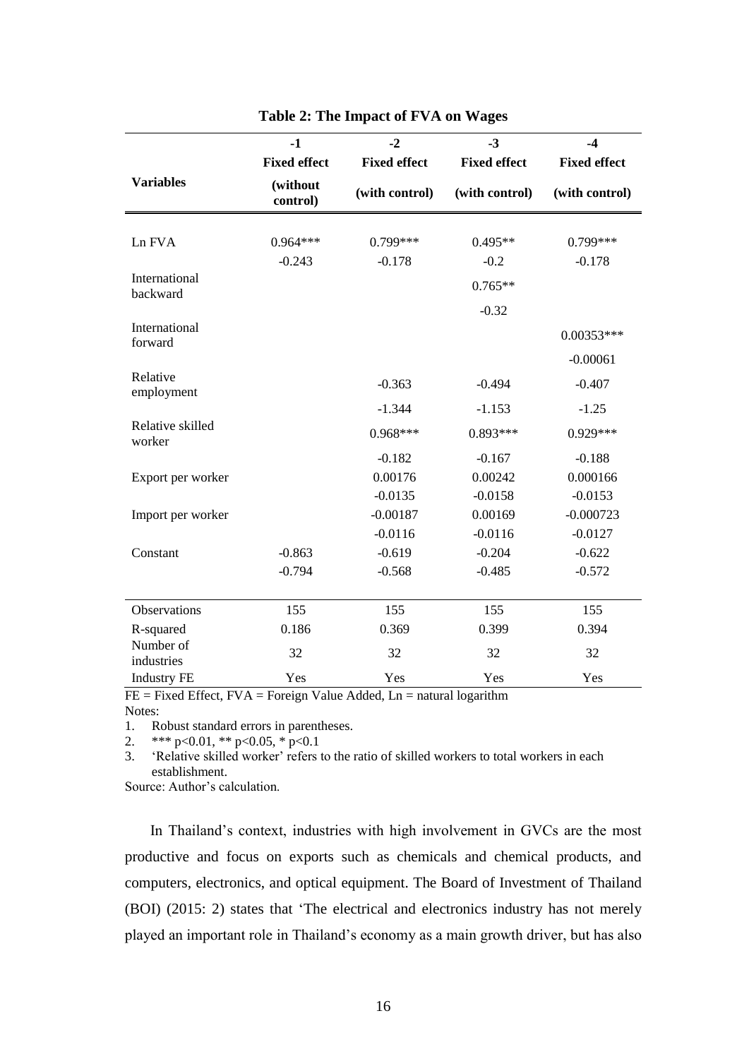**Table 2: The Impact of FVA on Wages**

| Variables | -1 Fixed effect (without control) | -2 Fixed effect (with control) | -3 Fixed effect (with control) | -4 Fixed effect (with control) |
|---|---|---|---|---|
| Ln FVA | 0.964*** | 0.799*** | 0.495** | 0.799*** |
| | -0.243 | -0.178 | -0.2 | -0.178 |
| International backward | | | 0.765** | |
| | | | -0.32 | |
| International forward | | | | 0.00353*** |
| | | | | -0.00061 |
| Relative employment | | -0.363 | -0.494 | -0.407 |
| | | -1.344 | -1.153 | -1.25 |
| Relative skilled worker | | 0.968*** | 0.893*** | 0.929*** |
| | | -0.182 | -0.167 | -0.188 |
| Export per worker | | 0.00176 | 0.00242 | 0.000166 |
| | | -0.0135 | -0.0158 | -0.0153 |
| Import per worker | | -0.00187 | 0.00169 | -0.000723 |
| | | -0.0116 | -0.0116 | -0.0127 |
| Constant | -0.863 | -0.619 | -0.204 | -0.622 |
| | -0.794 | -0.568 | -0.485 | -0.572 |
| Observations | 155 | 155 | 155 | 155 |
| R-squared | 0.186 | 0.369 | 0.399 | 0.394 |
| Number of industries | 32 | 32 | 32 | 32 |
| Industry FE | Yes | Yes | Yes | Yes |

FE = Fixed Effect, FVA = Foreign Value Added, Ln = natural logarithm

Notes:

1. Robust standard errors in parentheses.
2. *** p<0.01, ** p<0.05, * p<0.1
3. 'Relative skilled worker' refers to the ratio of skilled workers to total workers in each establishment.

Source: Author's calculation.

In Thailand's context, industries with high involvement in GVCs are the most productive and focus on exports such as chemicals and chemical products, and computers, electronics, and optical equipment. The Board of Investment of Thailand (BOI) (2015: 2) states that 'The electrical and electronics industry has not merely played an important role in Thailand's economy as a main growth driver, but has also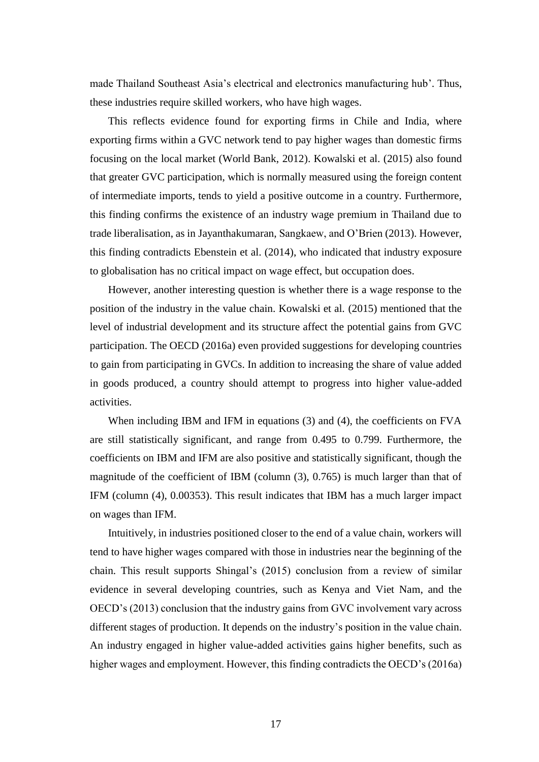made Thailand Southeast Asia's electrical and electronics manufacturing hub'. Thus, these industries require skilled workers, who have high wages.

This reflects evidence found for exporting firms in Chile and India, where exporting firms within a GVC network tend to pay higher wages than domestic firms focusing on the local market (World Bank, 2012). Kowalski et al. (2015) also found that greater GVC participation, which is normally measured using the foreign content of intermediate imports, tends to yield a positive outcome in a country. Furthermore, this finding confirms the existence of an industry wage premium in Thailand due to trade liberalisation, as in Jayanthakumaran, Sangkaew, and O'Brien (2013). However, this finding contradicts Ebenstein et al. (2014), who indicated that industry exposure to globalisation has no critical impact on wage effect, but occupation does.

However, another interesting question is whether there is a wage response to the position of the industry in the value chain. Kowalski et al. (2015) mentioned that the level of industrial development and its structure affect the potential gains from GVC participation. The OECD (2016a) even provided suggestions for developing countries to gain from participating in GVCs. In addition to increasing the share of value added in goods produced, a country should attempt to progress into higher value-added activities.

When including IBM and IFM in equations (3) and (4), the coefficients on FVA are still statistically significant, and range from 0.495 to 0.799. Furthermore, the coefficients on IBM and IFM are also positive and statistically significant, though the magnitude of the coefficient of IBM (column (3), 0.765) is much larger than that of IFM (column (4), 0.00353). This result indicates that IBM has a much larger impact on wages than IFM.

Intuitively, in industries positioned closer to the end of a value chain, workers will tend to have higher wages compared with those in industries near the beginning of the chain. This result supports Shingal's (2015) conclusion from a review of similar evidence in several developing countries, such as Kenya and Viet Nam, and the OECD's (2013) conclusion that the industry gains from GVC involvement vary across different stages of production. It depends on the industry's position in the value chain. An industry engaged in higher value-added activities gains higher benefits, such as higher wages and employment. However, this finding contradicts the OECD's (2016a)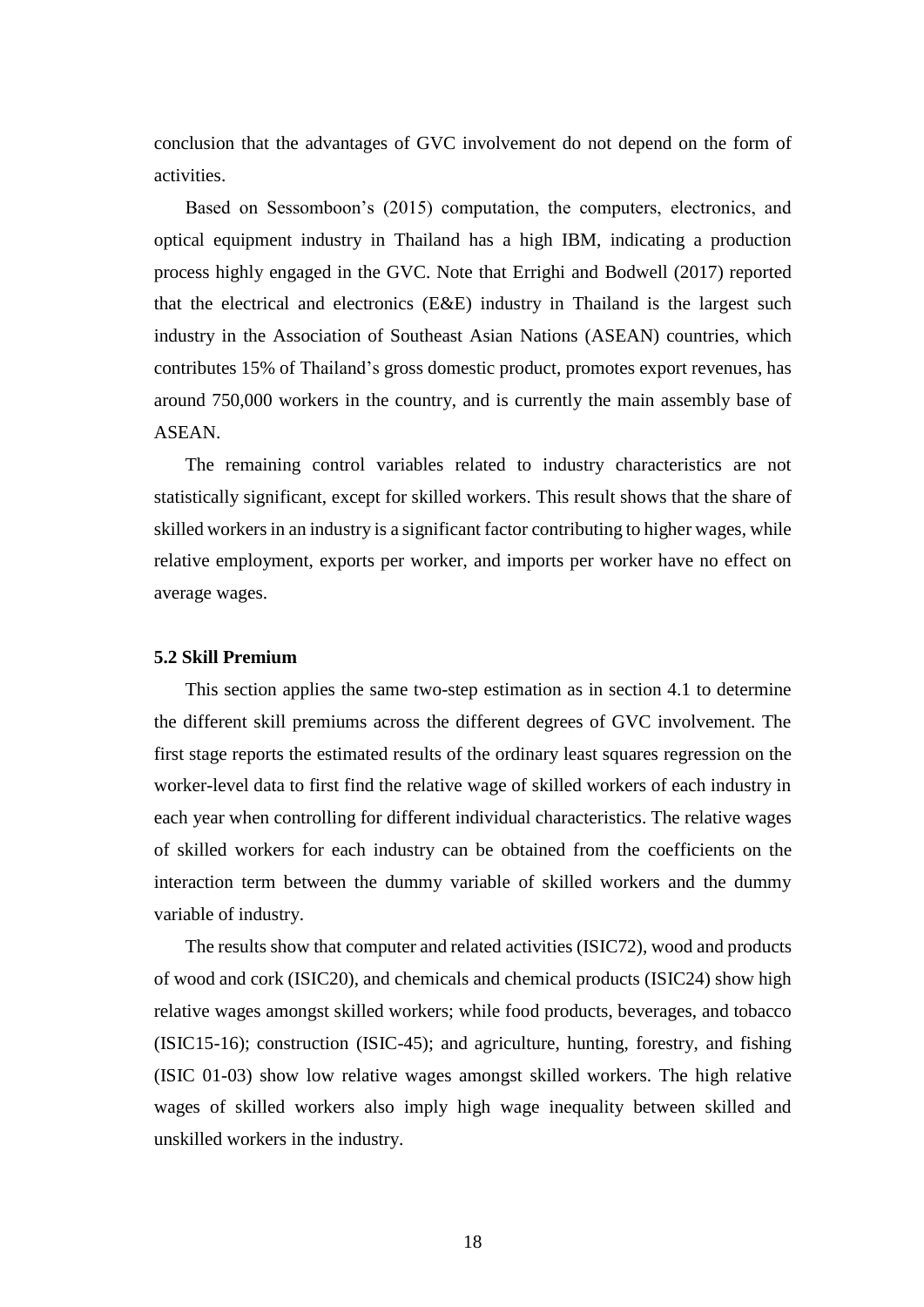conclusion that the advantages of GVC involvement do not depend on the form of activities.

Based on Sessomboon's (2015) computation, the computers, electronics, and optical equipment industry in Thailand has a high IBM, indicating a production process highly engaged in the GVC. Note that Errighi and Bodwell (2017) reported that the electrical and electronics (E&E) industry in Thailand is the largest such industry in the Association of Southeast Asian Nations (ASEAN) countries, which contributes 15% of Thailand's gross domestic product, promotes export revenues, has around 750,000 workers in the country, and is currently the main assembly base of ASEAN.

The remaining control variables related to industry characteristics are not statistically significant, except for skilled workers. This result shows that the share of skilled workers in an industry is a significant factor contributing to higher wages, while relative employment, exports per worker, and imports per worker have no effect on average wages.

### 5.2 Skill Premium

This section applies the same two-step estimation as in section 4.1 to determine the different skill premiums across the different degrees of GVC involvement. The first stage reports the estimated results of the ordinary least squares regression on the worker-level data to first find the relative wage of skilled workers of each industry in each year when controlling for different individual characteristics. The relative wages of skilled workers for each industry can be obtained from the coefficients on the interaction term between the dummy variable of skilled workers and the dummy variable of industry.

The results show that computer and related activities (ISIC72), wood and products of wood and cork (ISIC20), and chemicals and chemical products (ISIC24) show high relative wages amongst skilled workers; while food products, beverages, and tobacco (ISIC15-16); construction (ISIC-45); and agriculture, hunting, forestry, and fishing (ISIC 01-03) show low relative wages amongst skilled workers. The high relative wages of skilled workers also imply high wage inequality between skilled and unskilled workers in the industry.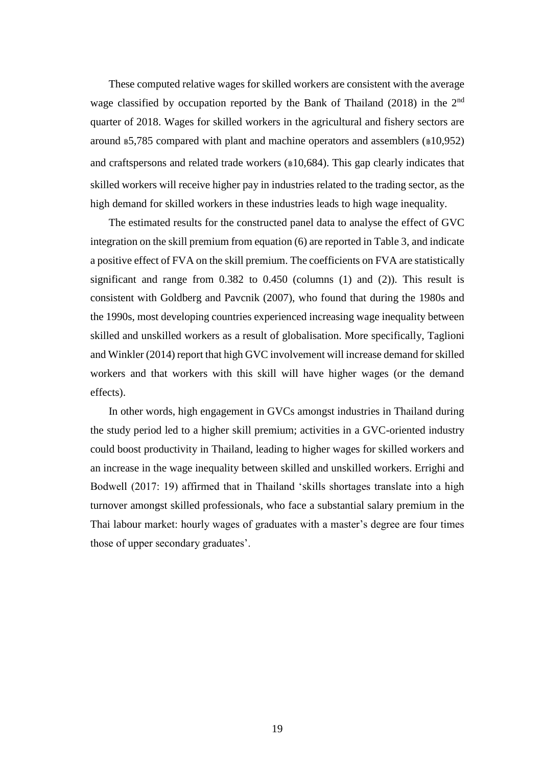These computed relative wages for skilled workers are consistent with the average wage classified by occupation reported by the Bank of Thailand (2018) in the 2nd quarter of 2018. Wages for skilled workers in the agricultural and fishery sectors are around ฿5,785 compared with plant and machine operators and assemblers (฿10,952) and craftspersons and related trade workers (฿10,684). This gap clearly indicates that skilled workers will receive higher pay in industries related to the trading sector, as the high demand for skilled workers in these industries leads to high wage inequality.

The estimated results for the constructed panel data to analyse the effect of GVC integration on the skill premium from equation (6) are reported in Table 3, and indicate a positive effect of FVA on the skill premium. The coefficients on FVA are statistically significant and range from 0.382 to 0.450 (columns (1) and (2)). This result is consistent with Goldberg and Pavcnik (2007), who found that during the 1980s and the 1990s, most developing countries experienced increasing wage inequality between skilled and unskilled workers as a result of globalisation. More specifically, Taglioni and Winkler (2014) report that high GVC involvement will increase demand for skilled workers and that workers with this skill will have higher wages (or the demand effects).

In other words, high engagement in GVCs amongst industries in Thailand during the study period led to a higher skill premium; activities in a GVC-oriented industry could boost productivity in Thailand, leading to higher wages for skilled workers and an increase in the wage inequality between skilled and unskilled workers. Errighi and Bodwell (2017: 19) affirmed that in Thailand 'skills shortages translate into a high turnover amongst skilled professionals, who face a substantial salary premium in the Thai labour market: hourly wages of graduates with a master's degree are four times those of upper secondary graduates'.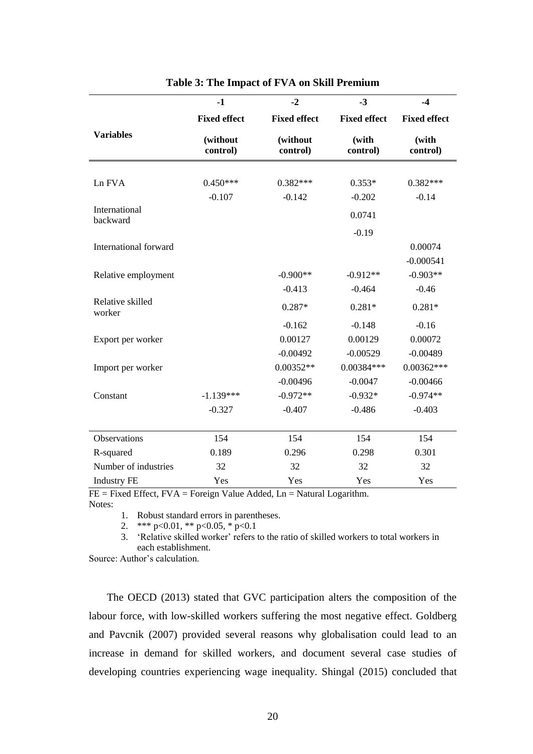**Table 3: The Impact of FVA on Skill Premium**

| Variables | -1 | -2 | -3 | -4 |
|---|---|---|---|---|
| | Fixed effect | Fixed effect | Fixed effect | Fixed effect |
| | (without control) | (without control) | (with control) | (with control) |
| Ln FVA | 0.450*** | 0.382*** | 0.353* | 0.382*** |
| | -0.107 | -0.142 | -0.202 | -0.14 |
| International backward | | | 0.0741 | |
| | | | -0.19 | |
| International forward | | | | 0.00074 |
| | | | | -0.000541 |
| Relative employment | | -0.900** | -0.912** | -0.903** |
| | | -0.413 | -0.464 | -0.46 |
| Relative skilled worker | | 0.287* | 0.281* | 0.281* |
| | | -0.162 | -0.148 | -0.16 |
| Export per worker | | 0.00127 | 0.00129 | 0.00072 |
| | | -0.00492 | -0.00529 | -0.00489 |
| Import per worker | | 0.00352** | 0.00384*** | 0.00362*** |
| | | -0.00496 | -0.0047 | -0.00466 |
| Constant | -1.139*** | -0.972** | -0.932* | -0.974** |
| | -0.327 | -0.407 | -0.486 | -0.403 |
| Observations | 154 | 154 | 154 | 154 |
| R-squared | 0.189 | 0.296 | 0.298 | 0.301 |
| Number of industries | 32 | 32 | 32 | 32 |
| Industry FE | Yes | Yes | Yes | Yes |

FE = Fixed Effect, FVA = Foreign Value Added, Ln = Natural Logarithm.

Notes:

1. Robust standard errors in parentheses.
2. *** p<0.01, ** p<0.05, * p<0.1
3. 'Relative skilled worker' refers to the ratio of skilled workers to total workers in each establishment.

Source: Author's calculation.

The OECD (2013) stated that GVC participation alters the composition of the labour force, with low-skilled workers suffering the most negative effect. Goldberg and Pavcnik (2007) provided several reasons why globalisation could lead to an increase in demand for skilled workers, and document several case studies of developing countries experiencing wage inequality. Shingal (2015) concluded that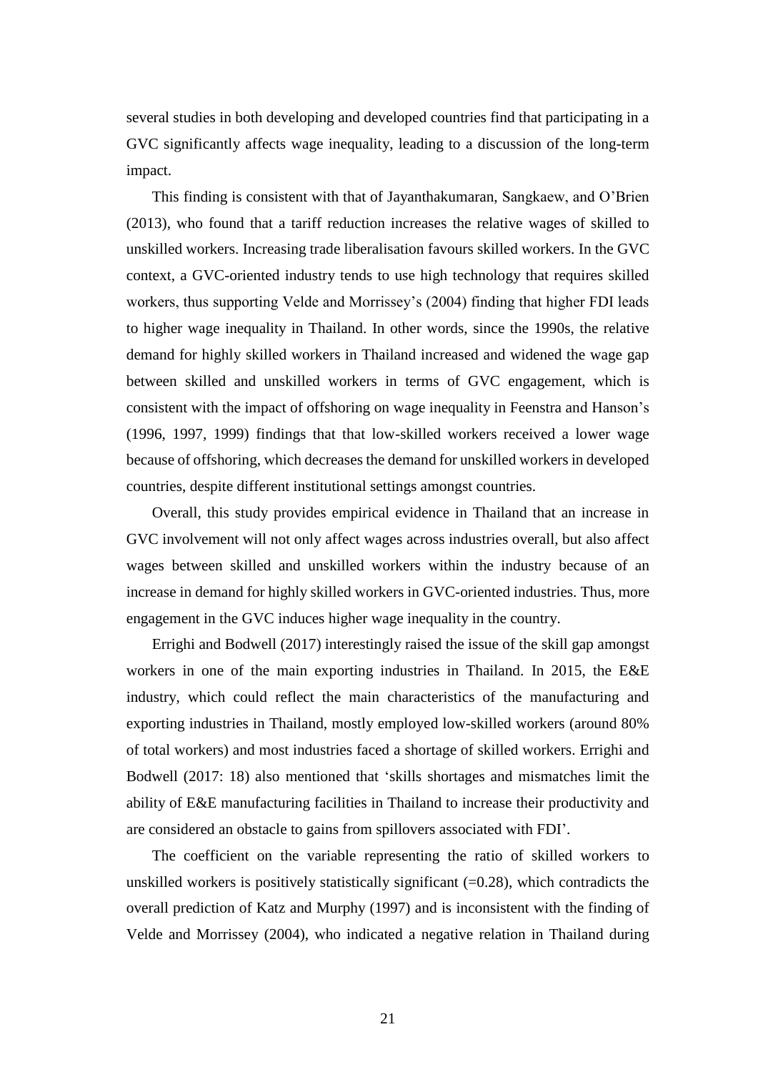several studies in both developing and developed countries find that participating in a GVC significantly affects wage inequality, leading to a discussion of the long-term impact.

This finding is consistent with that of Jayanthakumaran, Sangkaew, and O'Brien (2013), who found that a tariff reduction increases the relative wages of skilled to unskilled workers. Increasing trade liberalisation favours skilled workers. In the GVC context, a GVC-oriented industry tends to use high technology that requires skilled workers, thus supporting Velde and Morrissey's (2004) finding that higher FDI leads to higher wage inequality in Thailand. In other words, since the 1990s, the relative demand for highly skilled workers in Thailand increased and widened the wage gap between skilled and unskilled workers in terms of GVC engagement, which is consistent with the impact of offshoring on wage inequality in Feenstra and Hanson's (1996, 1997, 1999) findings that that low-skilled workers received a lower wage because of offshoring, which decreases the demand for unskilled workers in developed countries, despite different institutional settings amongst countries.

Overall, this study provides empirical evidence in Thailand that an increase in GVC involvement will not only affect wages across industries overall, but also affect wages between skilled and unskilled workers within the industry because of an increase in demand for highly skilled workers in GVC-oriented industries. Thus, more engagement in the GVC induces higher wage inequality in the country.

Errighi and Bodwell (2017) interestingly raised the issue of the skill gap amongst workers in one of the main exporting industries in Thailand. In 2015, the E&E industry, which could reflect the main characteristics of the manufacturing and exporting industries in Thailand, mostly employed low-skilled workers (around 80% of total workers) and most industries faced a shortage of skilled workers. Errighi and Bodwell (2017: 18) also mentioned that 'skills shortages and mismatches limit the ability of E&E manufacturing facilities in Thailand to increase their productivity and are considered an obstacle to gains from spillovers associated with FDI'.

The coefficient on the variable representing the ratio of skilled workers to unskilled workers is positively statistically significant (=0.28), which contradicts the overall prediction of Katz and Murphy (1997) and is inconsistent with the finding of Velde and Morrissey (2004), who indicated a negative relation in Thailand during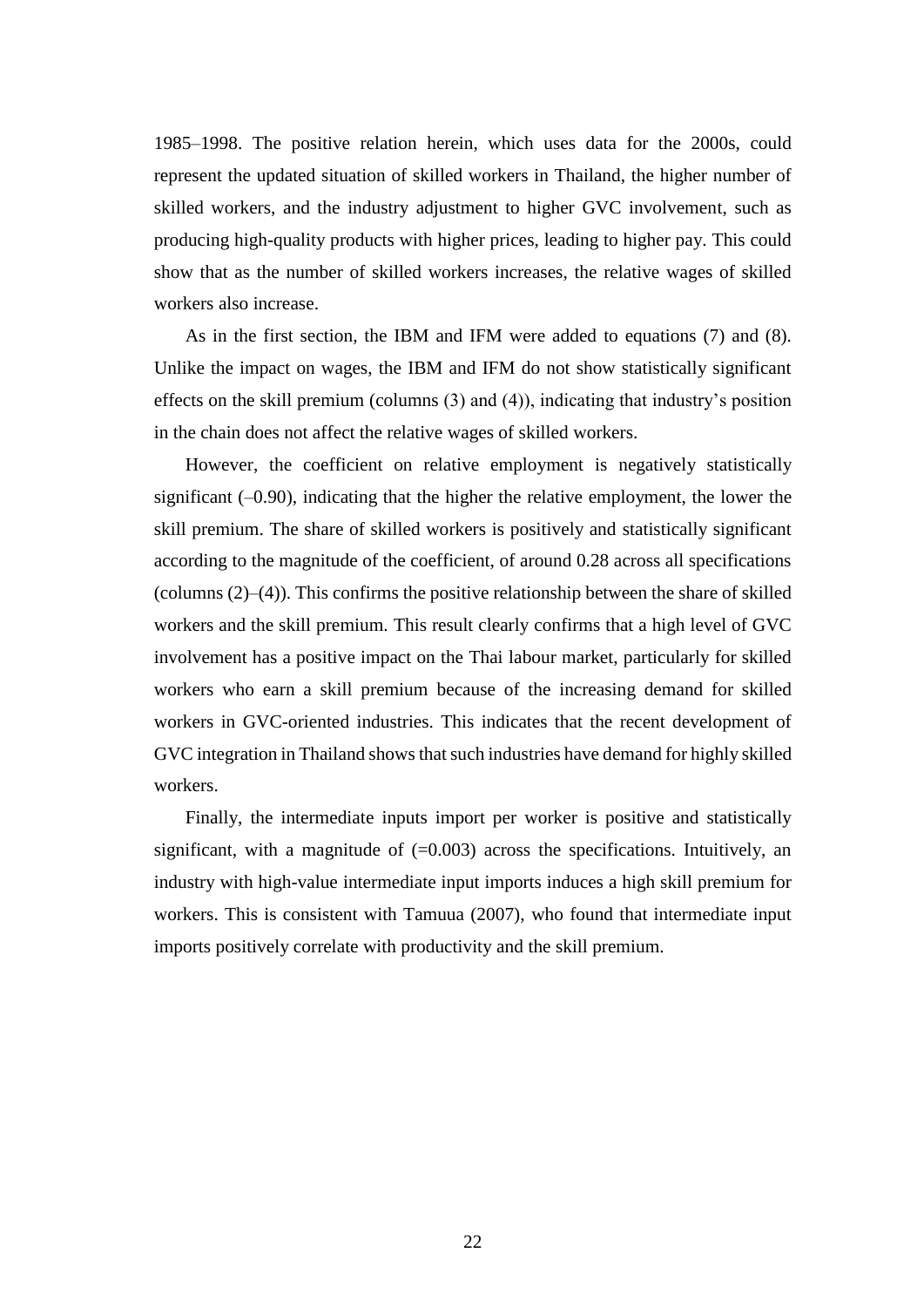1985–1998. The positive relation herein, which uses data for the 2000s, could represent the updated situation of skilled workers in Thailand, the higher number of skilled workers, and the industry adjustment to higher GVC involvement, such as producing high-quality products with higher prices, leading to higher pay. This could show that as the number of skilled workers increases, the relative wages of skilled workers also increase.

As in the first section, the IBM and IFM were added to equations (7) and (8). Unlike the impact on wages, the IBM and IFM do not show statistically significant effects on the skill premium (columns (3) and (4)), indicating that industry's position in the chain does not affect the relative wages of skilled workers.

However, the coefficient on relative employment is negatively statistically significant (–0.90), indicating that the higher the relative employment, the lower the skill premium. The share of skilled workers is positively and statistically significant according to the magnitude of the coefficient, of around 0.28 across all specifications (columns (2)–(4)). This confirms the positive relationship between the share of skilled workers and the skill premium. This result clearly confirms that a high level of GVC involvement has a positive impact on the Thai labour market, particularly for skilled workers who earn a skill premium because of the increasing demand for skilled workers in GVC-oriented industries. This indicates that the recent development of GVC integration in Thailand shows that such industries have demand for highly skilled workers.

Finally, the intermediate inputs import per worker is positive and statistically significant, with a magnitude of (=0.003) across the specifications. Intuitively, an industry with high-value intermediate input imports induces a high skill premium for workers. This is consistent with Tamuua (2007), who found that intermediate input imports positively correlate with productivity and the skill premium.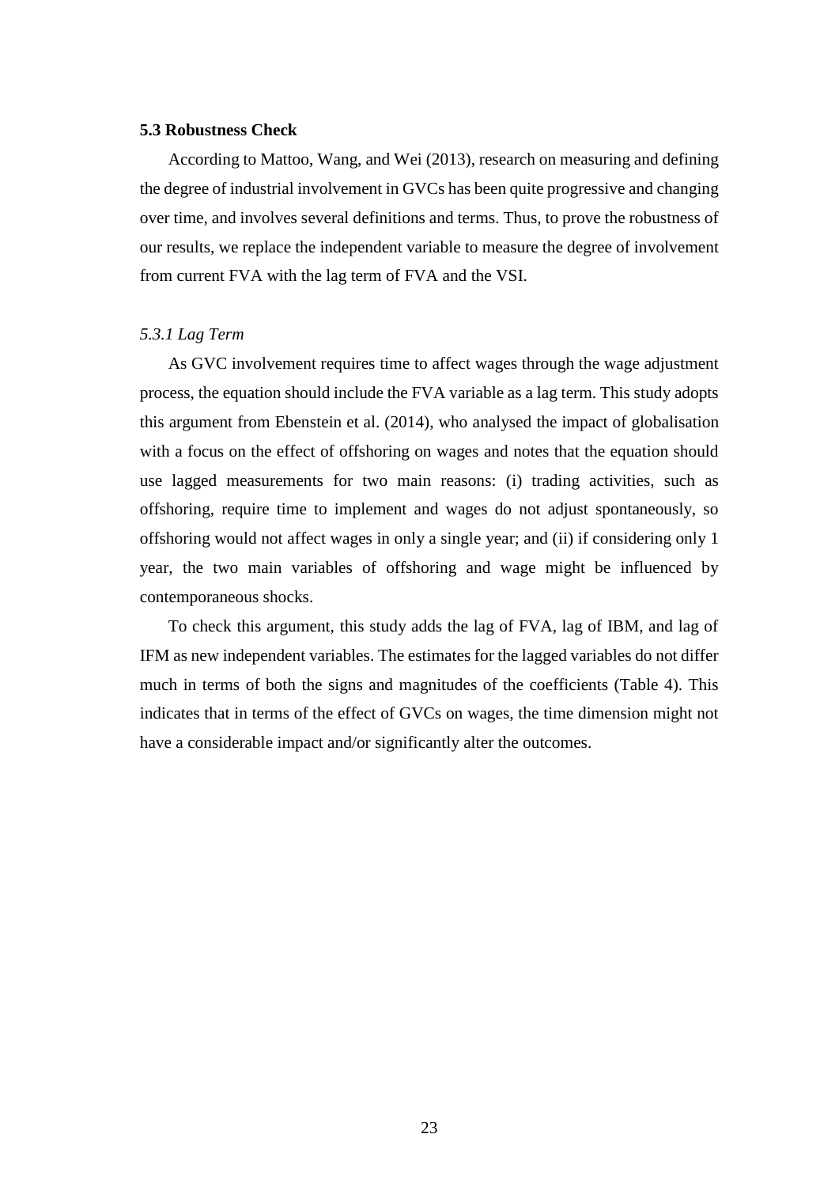### 5.3 Robustness Check

According to Mattoo, Wang, and Wei (2013), research on measuring and defining the degree of industrial involvement in GVCs has been quite progressive and changing over time, and involves several definitions and terms. Thus, to prove the robustness of our results, we replace the independent variable to measure the degree of involvement from current FVA with the lag term of FVA and the VSI.

#### *5.3.1 Lag Term*

As GVC involvement requires time to affect wages through the wage adjustment process, the equation should include the FVA variable as a lag term. This study adopts this argument from Ebenstein et al. (2014), who analysed the impact of globalisation with a focus on the effect of offshoring on wages and notes that the equation should use lagged measurements for two main reasons: (i) trading activities, such as offshoring, require time to implement and wages do not adjust spontaneously, so offshoring would not affect wages in only a single year; and (ii) if considering only 1 year, the two main variables of offshoring and wage might be influenced by contemporaneous shocks.

To check this argument, this study adds the lag of FVA, lag of IBM, and lag of IFM as new independent variables. The estimates for the lagged variables do not differ much in terms of both the signs and magnitudes of the coefficients (Table 4). This indicates that in terms of the effect of GVCs on wages, the time dimension might not have a considerable impact and/or significantly alter the outcomes.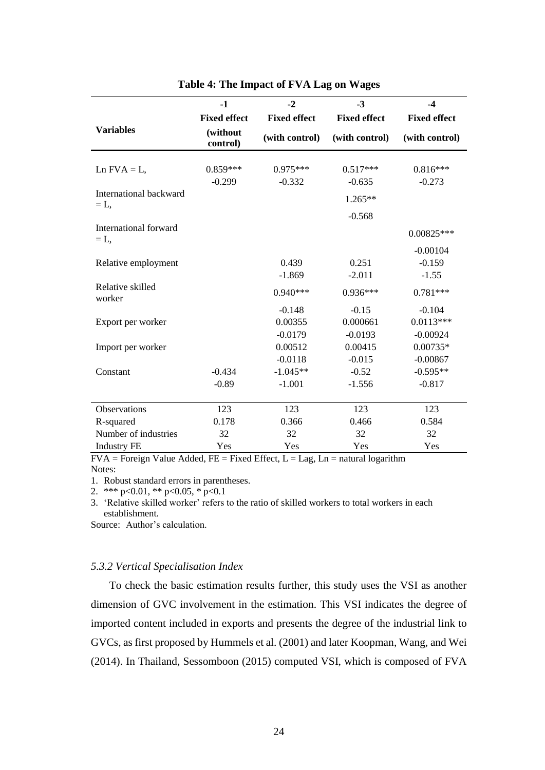**Table 4: The Impact of FVA Lag on Wages**

| Variables | -1<br>Fixed effect<br>(without control) | -2<br>Fixed effect<br>(with control) | -3<br>Fixed effect<br>(with control) | -4<br>Fixed effect<br>(with control) |
|---|---|---|---|---|
| Ln FVA = L, | 0.859*** | 0.975*** | 0.517*** | 0.816*** |
| | -0.299 | -0.332 | -0.635 | -0.273 |
| International backward = L, | | | 1.265** | |
| | | | -0.568 | |
| International forward = L, | | | | 0.00825*** |
| | | | | -0.00104 |
| Relative employment | | 0.439 | 0.251 | -0.159 |
| | | -1.869 | -2.011 | -1.55 |
| Relative skilled worker | | 0.940*** | 0.936*** | 0.781*** |
| | | -0.148 | -0.15 | -0.104 |
| Export per worker | | 0.00355 | 0.000661 | 0.0113*** |
| | | -0.0179 | -0.0193 | -0.00924 |
| Import per worker | | 0.00512 | 0.00415 | 0.00735* |
| | | -0.0118 | -0.015 | -0.00867 |
| Constant | -0.434 | -1.045** | -0.52 | -0.595** |
| | -0.89 | -1.001 | -1.556 | -0.817 |
| Observations | 123 | 123 | 123 | 123 |
| R-squared | 0.178 | 0.366 | 0.466 | 0.584 |
| Number of industries | 32 | 32 | 32 | 32 |
| Industry FE | Yes | Yes | Yes | Yes |

FVA = Foreign Value Added, FE = Fixed Effect, L = Lag, Ln = natural logarithm

Notes:

1. Robust standard errors in parentheses.
2. *** p<0.01, ** p<0.05, * p<0.1
3. 'Relative skilled worker' refers to the ratio of skilled workers to total workers in each establishment.

Source: Author's calculation.

### *5.3.2 Vertical Specialisation Index*

To check the basic estimation results further, this study uses the VSI as another dimension of GVC involvement in the estimation. This VSI indicates the degree of imported content included in exports and presents the degree of the industrial link to GVCs, as first proposed by Hummels et al. (2001) and later Koopman, Wang, and Wei (2014). In Thailand, Sessomboon (2015) computed VSI, which is composed of FVA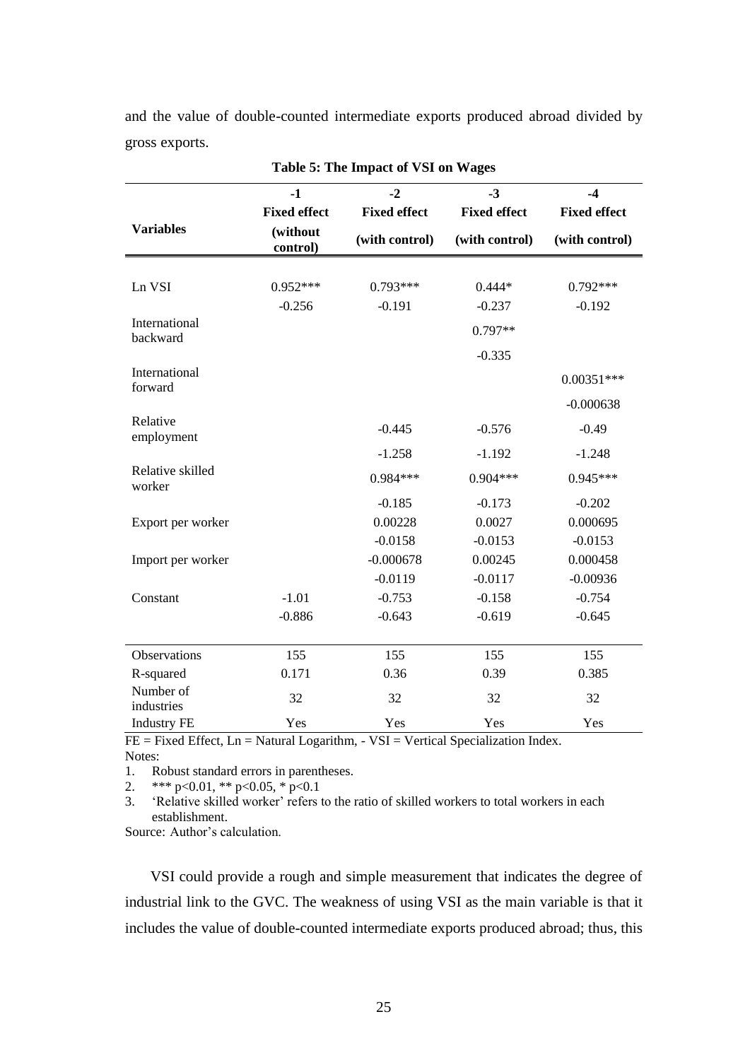and the value of double-counted intermediate exports produced abroad divided by gross exports.

**Table 5: The Impact of VSI on Wages**

| Variables | -1<br>Fixed effect<br>(without control) | -2<br>Fixed effect<br>(with control) | -3<br>Fixed effect<br>(with control) | -4<br>Fixed effect<br>(with control) |
|---|---|---|---|---|
| Ln VSI | 0.952*** | 0.793*** | 0.444* | 0.792*** |
| | -0.256 | -0.191 | -0.237 | -0.192 |
| International backward | | | 0.797** | |
| | | | -0.335 | |
| International forward | | | | 0.00351*** |
| | | | | -0.000638 |
| Relative employment | | -0.445 | -0.576 | -0.49 |
| | | -1.258 | -1.192 | -1.248 |
| Relative skilled worker | | 0.984*** | 0.904*** | 0.945*** |
| | | -0.185 | -0.173 | -0.202 |
| Export per worker | | 0.00228 | 0.0027 | 0.000695 |
| | | -0.0158 | -0.0153 | -0.0153 |
| Import per worker | | -0.000678 | 0.00245 | 0.000458 |
| | | -0.0119 | -0.0117 | -0.00936 |
| Constant | -1.01 | -0.753 | -0.158 | -0.754 |
| | -0.886 | -0.643 | -0.619 | -0.645 |
| Observations | 155 | 155 | 155 | 155 |
| R-squared | 0.171 | 0.36 | 0.39 | 0.385 |
| Number of industries | 32 | 32 | 32 | 32 |
| Industry FE | Yes | Yes | Yes | Yes |

FE = Fixed Effect, Ln = Natural Logarithm, - VSI = Vertical Specialization Index.

Notes:

1. Robust standard errors in parentheses.
2. *** p<0.01, ** p<0.05, * p<0.1
3. 'Relative skilled worker' refers to the ratio of skilled workers to total workers in each establishment.

Source: Author's calculation.

VSI could provide a rough and simple measurement that indicates the degree of industrial link to the GVC. The weakness of using VSI as the main variable is that it includes the value of double-counted intermediate exports produced abroad; thus, this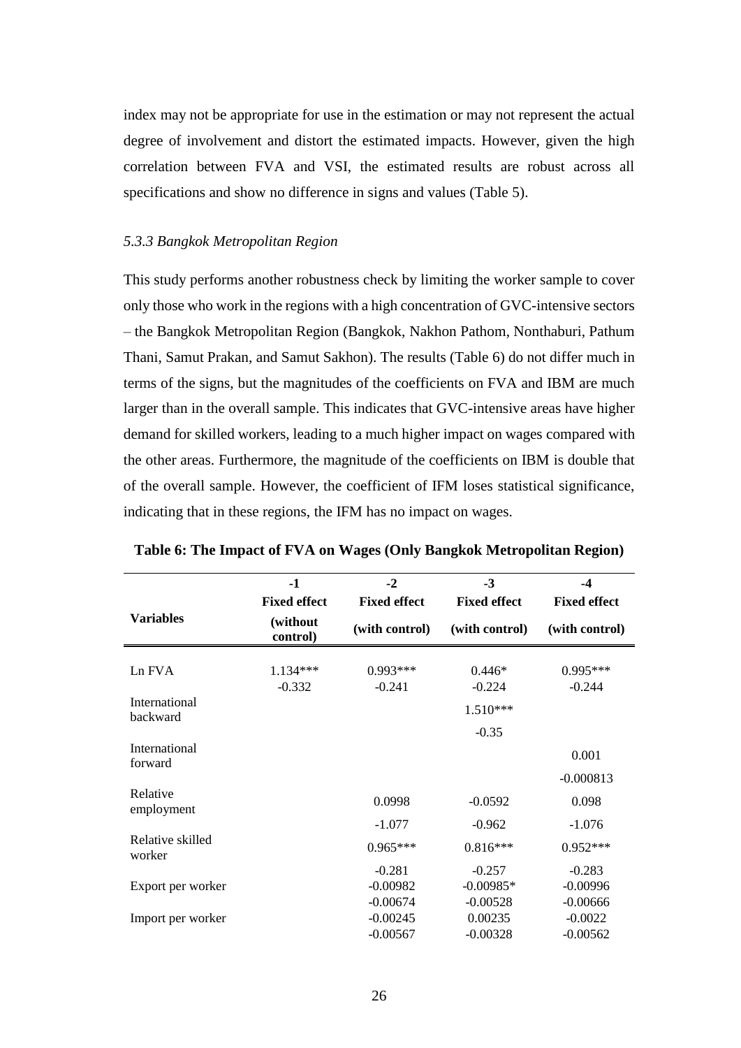index may not be appropriate for use in the estimation or may not represent the actual degree of involvement and distort the estimated impacts. However, given the high correlation between FVA and VSI, the estimated results are robust across all specifications and show no difference in signs and values (Table 5).

### *5.3.3 Bangkok Metropolitan Region*

This study performs another robustness check by limiting the worker sample to cover only those who work in the regions with a high concentration of GVC-intensive sectors – the Bangkok Metropolitan Region (Bangkok, Nakhon Pathom, Nonthaburi, Pathum Thani, Samut Prakan, and Samut Sakhon). The results (Table 6) do not differ much in terms of the signs, but the magnitudes of the coefficients on FVA and IBM are much larger than in the overall sample. This indicates that GVC-intensive areas have higher demand for skilled workers, leading to a much higher impact on wages compared with the other areas. Furthermore, the magnitude of the coefficients on IBM is double that of the overall sample. However, the coefficient of IFM loses statistical significance, indicating that in these regions, the IFM has no impact on wages.

**Table 6: The Impact of FVA on Wages (Only Bangkok Metropolitan Region)**

| Variables | -1<br>Fixed effect<br>(without control) | -2<br>Fixed effect<br>(with control) | -3<br>Fixed effect<br>(with control) | -4<br>Fixed effect<br>(with control) |
|---|---|---|---|---|
| Ln FVA | 1.134*** | 0.993*** | 0.446* | 0.995*** |
| | -0.332 | -0.241 | -0.224 | -0.244 |
| International backward | | | 1.510*** | |
| | | | -0.35 | |
| International forward | | | | 0.001 |
| | | | | -0.000813 |
| Relative employment | | 0.0998 | -0.0592 | 0.098 |
| | | -1.077 | -0.962 | -1.076 |
| Relative skilled worker | | 0.965*** | 0.816*** | 0.952*** |
| | | -0.281 | -0.257 | -0.283 |
| Export per worker | | -0.00982 | -0.00985* | -0.00996 |
| | | -0.00674 | -0.00528 | -0.00666 |
| Import per worker | | -0.00245 | 0.00235 | -0.0022 |
| | | -0.00567 | -0.00328 | -0.00562 |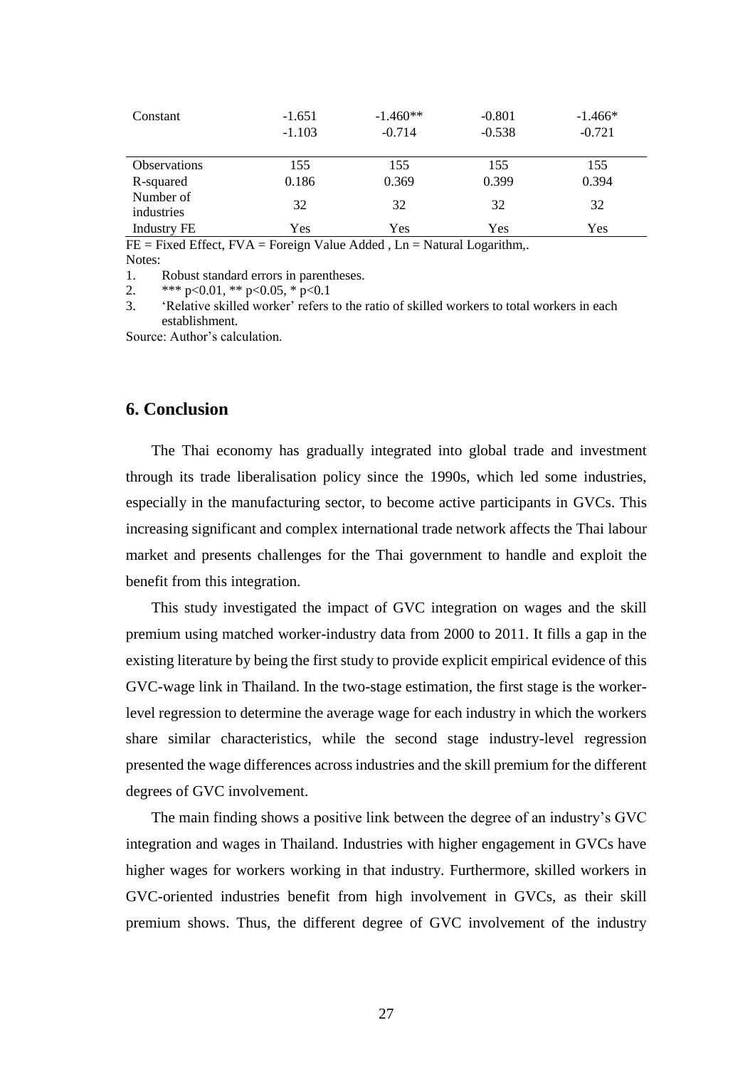| | | | | |
|---|---|---|---|---|
| Constant | -1.651 | -1.460** | -0.801 | -1.466* |
| | -1.103 | -0.714 | -0.538 | -0.721 |
| Observations | 155 | 155 | 155 | 155 |
| R-squared | 0.186 | 0.369 | 0.399 | 0.394 |
| Number of industries | 32 | 32 | 32 | 32 |
| Industry FE | Yes | Yes | Yes | Yes |

FE = Fixed Effect, FVA = Foreign Value Added , Ln = Natural Logarithm,.

Notes:

1. Robust standard errors in parentheses.
2. *** p<0.01, ** p<0.05, * p<0.1
3. 'Relative skilled worker' refers to the ratio of skilled workers to total workers in each establishment.

Source: Author's calculation.

## 6. Conclusion

The Thai economy has gradually integrated into global trade and investment through its trade liberalisation policy since the 1990s, which led some industries, especially in the manufacturing sector, to become active participants in GVCs. This increasing significant and complex international trade network affects the Thai labour market and presents challenges for the Thai government to handle and exploit the benefit from this integration.

This study investigated the impact of GVC integration on wages and the skill premium using matched worker-industry data from 2000 to 2011. It fills a gap in the existing literature by being the first study to provide explicit empirical evidence of this GVC-wage link in Thailand. In the two-stage estimation, the first stage is the worker-level regression to determine the average wage for each industry in which the workers share similar characteristics, while the second stage industry-level regression presented the wage differences across industries and the skill premium for the different degrees of GVC involvement.

The main finding shows a positive link between the degree of an industry's GVC integration and wages in Thailand. Industries with higher engagement in GVCs have higher wages for workers working in that industry. Furthermore, skilled workers in GVC-oriented industries benefit from high involvement in GVCs, as their skill premium shows. Thus, the different degree of GVC involvement of the industry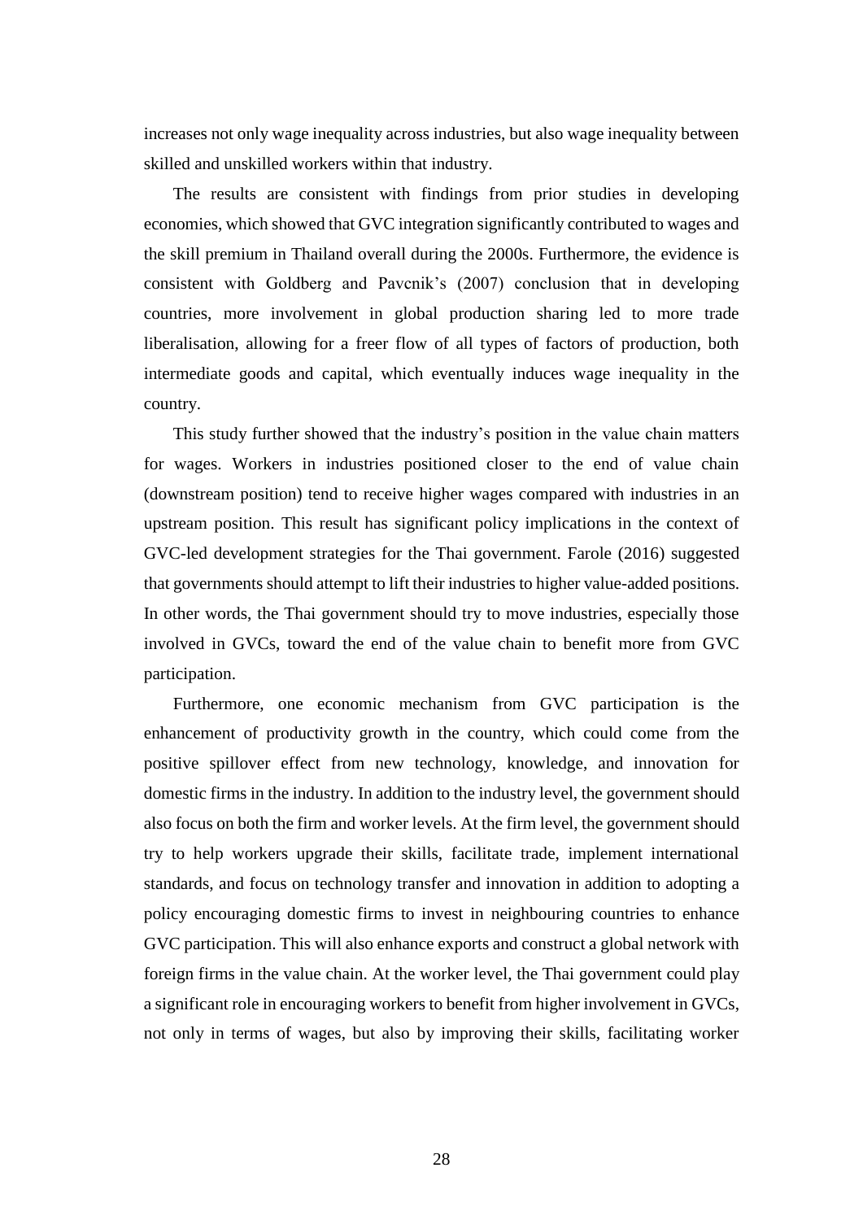increases not only wage inequality across industries, but also wage inequality between skilled and unskilled workers within that industry.

The results are consistent with findings from prior studies in developing economies, which showed that GVC integration significantly contributed to wages and the skill premium in Thailand overall during the 2000s. Furthermore, the evidence is consistent with Goldberg and Pavcnik's (2007) conclusion that in developing countries, more involvement in global production sharing led to more trade liberalisation, allowing for a freer flow of all types of factors of production, both intermediate goods and capital, which eventually induces wage inequality in the country.

This study further showed that the industry's position in the value chain matters for wages. Workers in industries positioned closer to the end of value chain (downstream position) tend to receive higher wages compared with industries in an upstream position. This result has significant policy implications in the context of GVC-led development strategies for the Thai government. Farole (2016) suggested that governments should attempt to lift their industries to higher value-added positions. In other words, the Thai government should try to move industries, especially those involved in GVCs, toward the end of the value chain to benefit more from GVC participation.

Furthermore, one economic mechanism from GVC participation is the enhancement of productivity growth in the country, which could come from the positive spillover effect from new technology, knowledge, and innovation for domestic firms in the industry. In addition to the industry level, the government should also focus on both the firm and worker levels. At the firm level, the government should try to help workers upgrade their skills, facilitate trade, implement international standards, and focus on technology transfer and innovation in addition to adopting a policy encouraging domestic firms to invest in neighbouring countries to enhance GVC participation. This will also enhance exports and construct a global network with foreign firms in the value chain. At the worker level, the Thai government could play a significant role in encouraging workers to benefit from higher involvement in GVCs, not only in terms of wages, but also by improving their skills, facilitating worker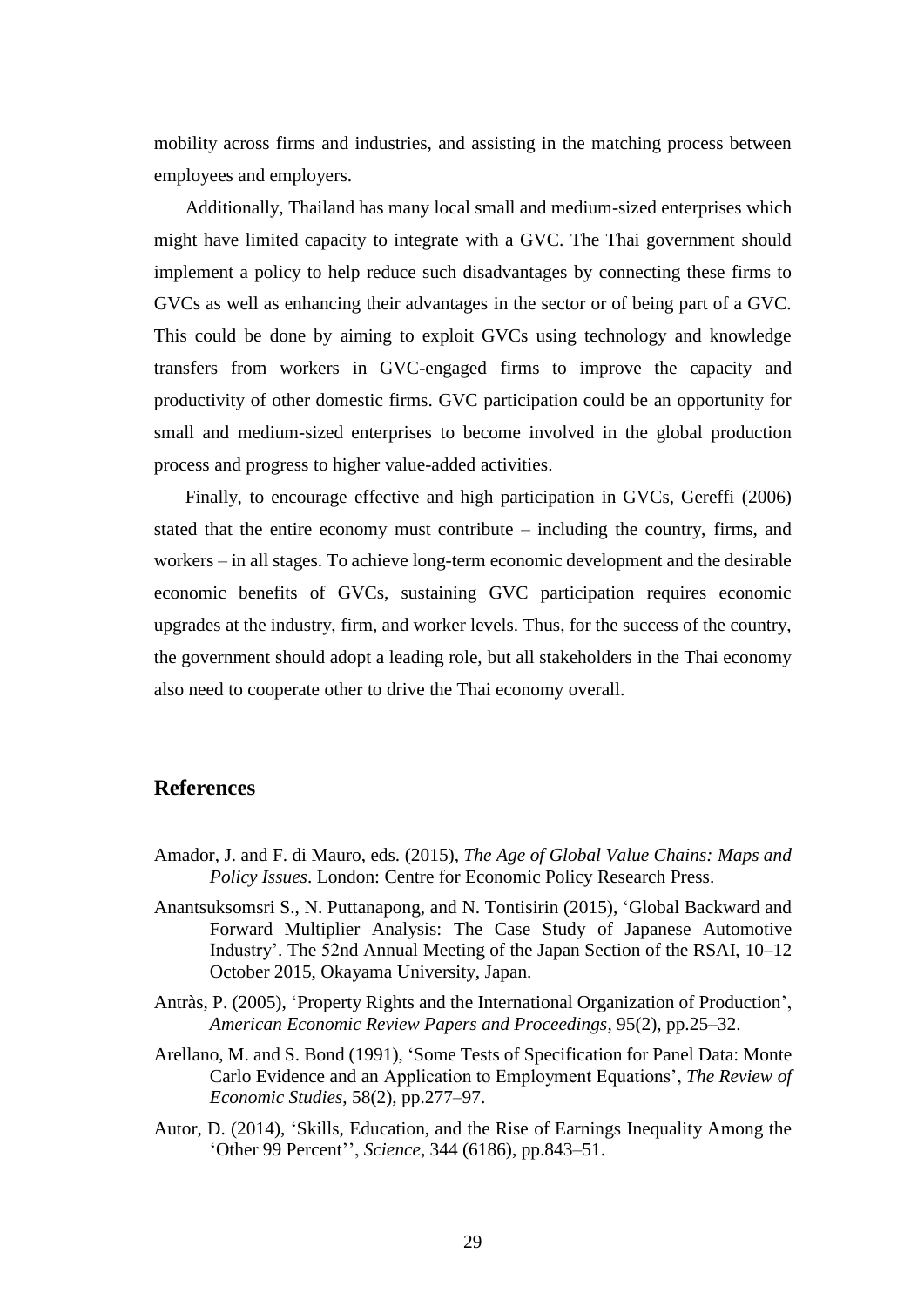mobility across firms and industries, and assisting in the matching process between employees and employers.

Additionally, Thailand has many local small and medium-sized enterprises which might have limited capacity to integrate with a GVC. The Thai government should implement a policy to help reduce such disadvantages by connecting these firms to GVCs as well as enhancing their advantages in the sector or of being part of a GVC. This could be done by aiming to exploit GVCs using technology and knowledge transfers from workers in GVC-engaged firms to improve the capacity and productivity of other domestic firms. GVC participation could be an opportunity for small and medium-sized enterprises to become involved in the global production process and progress to higher value-added activities.

Finally, to encourage effective and high participation in GVCs, Gereffi (2006) stated that the entire economy must contribute – including the country, firms, and workers – in all stages. To achieve long-term economic development and the desirable economic benefits of GVCs, sustaining GVC participation requires economic upgrades at the industry, firm, and worker levels. Thus, for the success of the country, the government should adopt a leading role, but all stakeholders in the Thai economy also need to cooperate other to drive the Thai economy overall.

## References

Amador, J. and F. di Mauro, eds. (2015), *The Age of Global Value Chains: Maps and Policy Issues*. London: Centre for Economic Policy Research Press.

Anantsuksomsri S., N. Puttanapong, and N. Tontisirin (2015), 'Global Backward and Forward Multiplier Analysis: The Case Study of Japanese Automotive Industry'. The 52nd Annual Meeting of the Japan Section of the RSAI, 10–12 October 2015, Okayama University, Japan.

Antràs, P. (2005), 'Property Rights and the International Organization of Production', *American Economic Review Papers and Proceedings*, 95(2), pp.25–32.

Arellano, M. and S. Bond (1991), 'Some Tests of Specification for Panel Data: Monte Carlo Evidence and an Application to Employment Equations', *The Review of Economic Studies*, 58(2), pp.277–97.

Autor, D. (2014), 'Skills, Education, and the Rise of Earnings Inequality Among the 'Other 99 Percent'', *Science*, 344 (6186), pp.843–51.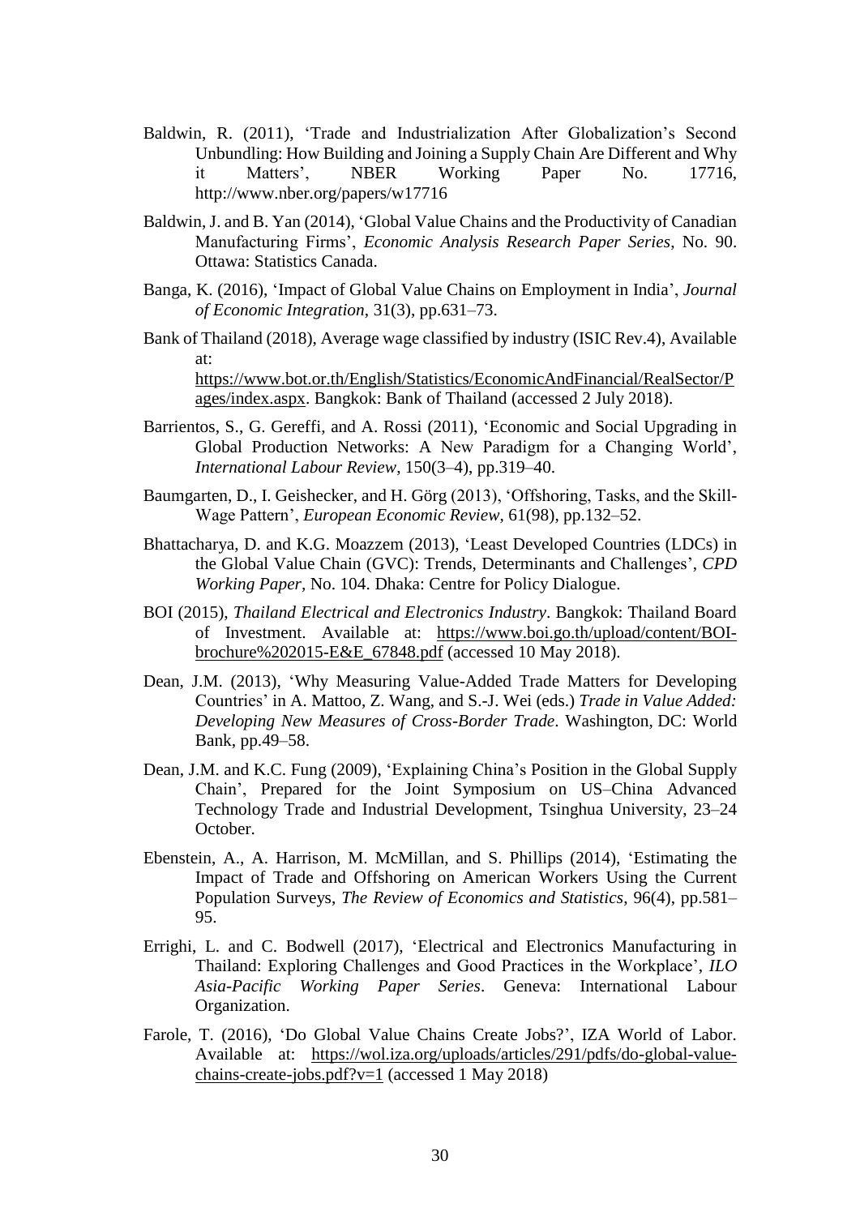Baldwin, R. (2011), 'Trade and Industrialization After Globalization's Second Unbundling: How Building and Joining a Supply Chain Are Different and Why it Matters', NBER Working Paper No. 17716, http://www.nber.org/papers/w17716

Baldwin, J. and B. Yan (2014), 'Global Value Chains and the Productivity of Canadian Manufacturing Firms', *Economic Analysis Research Paper Series*, No. 90. Ottawa: Statistics Canada.

Banga, K. (2016), 'Impact of Global Value Chains on Employment in India', *Journal of Economic Integration*, 31(3), pp.631–73.

Bank of Thailand (2018), Average wage classified by industry (ISIC Rev.4), Available at: https://www.bot.or.th/English/Statistics/EconomicAndFinancial/RealSector/Pages/index.aspx. Bangkok: Bank of Thailand (accessed 2 July 2018).

Barrientos, S., G. Gereffi, and A. Rossi (2011), 'Economic and Social Upgrading in Global Production Networks: A New Paradigm for a Changing World', *International Labour Review*, 150(3–4), pp.319–40.

Baumgarten, D., I. Geishecker, and H. Görg (2013), 'Offshoring, Tasks, and the Skill-Wage Pattern', *European Economic Review*, 61(98), pp.132–52.

Bhattacharya, D. and K.G. Moazzem (2013), 'Least Developed Countries (LDCs) in the Global Value Chain (GVC): Trends, Determinants and Challenges', *CPD Working Paper*, No. 104. Dhaka: Centre for Policy Dialogue.

BOI (2015), *Thailand Electrical and Electronics Industry*. Bangkok: Thailand Board of Investment. Available at: https://www.boi.go.th/upload/content/BOI-brochure%202015-E&E_67848.pdf (accessed 10 May 2018).

Dean, J.M. (2013), 'Why Measuring Value-Added Trade Matters for Developing Countries' in A. Mattoo, Z. Wang, and S.-J. Wei (eds.) *Trade in Value Added: Developing New Measures of Cross-Border Trade*. Washington, DC: World Bank, pp.49–58.

Dean, J.M. and K.C. Fung (2009), 'Explaining China's Position in the Global Supply Chain', Prepared for the Joint Symposium on US–China Advanced Technology Trade and Industrial Development, Tsinghua University, 23–24 October.

Ebenstein, A., A. Harrison, M. McMillan, and S. Phillips (2014), 'Estimating the Impact of Trade and Offshoring on American Workers Using the Current Population Surveys, *The Review of Economics and Statistics*, 96(4), pp.581–95.

Errighi, L. and C. Bodwell (2017), 'Electrical and Electronics Manufacturing in Thailand: Exploring Challenges and Good Practices in the Workplace', *ILO Asia-Pacific Working Paper Series*. Geneva: International Labour Organization.

Farole, T. (2016), 'Do Global Value Chains Create Jobs?', IZA World of Labor. Available at: https://wol.iza.org/uploads/articles/291/pdfs/do-global-value-chains-create-jobs.pdf?v=1 (accessed 1 May 2018)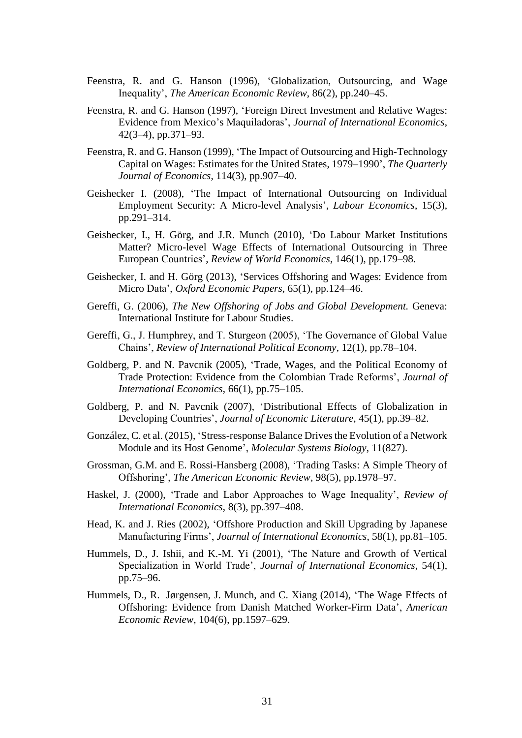Feenstra, R. and G. Hanson (1996), 'Globalization, Outsourcing, and Wage Inequality', *The American Economic Review*, 86(2), pp.240–45.

Feenstra, R. and G. Hanson (1997), 'Foreign Direct Investment and Relative Wages: Evidence from Mexico's Maquiladoras', *Journal of International Economics*, 42(3–4), pp.371–93.

Feenstra, R. and G. Hanson (1999), 'The Impact of Outsourcing and High-Technology Capital on Wages: Estimates for the United States, 1979–1990', *The Quarterly Journal of Economics*, 114(3), pp.907–40.

Geishecker I. (2008), 'The Impact of International Outsourcing on Individual Employment Security: A Micro-level Analysis', *Labour Economics*, 15(3), pp.291–314.

Geishecker, I., H. Görg, and J.R. Munch (2010), 'Do Labour Market Institutions Matter? Micro-level Wage Effects of International Outsourcing in Three European Countries', *Review of World Economics*, 146(1), pp.179–98.

Geishecker, I. and H. Görg (2013), 'Services Offshoring and Wages: Evidence from Micro Data', *Oxford Economic Papers*, 65(1), pp.124–46.

Gereffi, G. (2006), *The New Offshoring of Jobs and Global Development.* Geneva: International Institute for Labour Studies.

Gereffi, G., J. Humphrey, and T. Sturgeon (2005), 'The Governance of Global Value Chains', *Review of International Political Economy*, 12(1), pp.78–104.

Goldberg, P. and N. Pavcnik (2005), 'Trade, Wages, and the Political Economy of Trade Protection: Evidence from the Colombian Trade Reforms', *Journal of International Economics*, 66(1), pp.75–105.

Goldberg, P. and N. Pavcnik (2007), 'Distributional Effects of Globalization in Developing Countries', *Journal of Economic Literature*, 45(1), pp.39–82.

González, C. et al. (2015), 'Stress-response Balance Drives the Evolution of a Network Module and its Host Genome', *Molecular Systems Biology*, 11(827).

Grossman, G.M. and E. Rossi-Hansberg (2008), 'Trading Tasks: A Simple Theory of Offshoring', *The American Economic Review*, 98(5), pp.1978–97.

Haskel, J. (2000), 'Trade and Labor Approaches to Wage Inequality', *Review of International Economics*, 8(3), pp.397–408.

Head, K. and J. Ries (2002), 'Offshore Production and Skill Upgrading by Japanese Manufacturing Firms', *Journal of International Economics*, 58(1), pp.81–105.

Hummels, D., J. Ishii, and K.-M. Yi (2001), 'The Nature and Growth of Vertical Specialization in World Trade', *Journal of International Economics*, 54(1), pp.75–96.

Hummels, D., R. Jørgensen, J. Munch, and C. Xiang (2014), 'The Wage Effects of Offshoring: Evidence from Danish Matched Worker-Firm Data', *American Economic Review*, 104(6), pp.1597–629.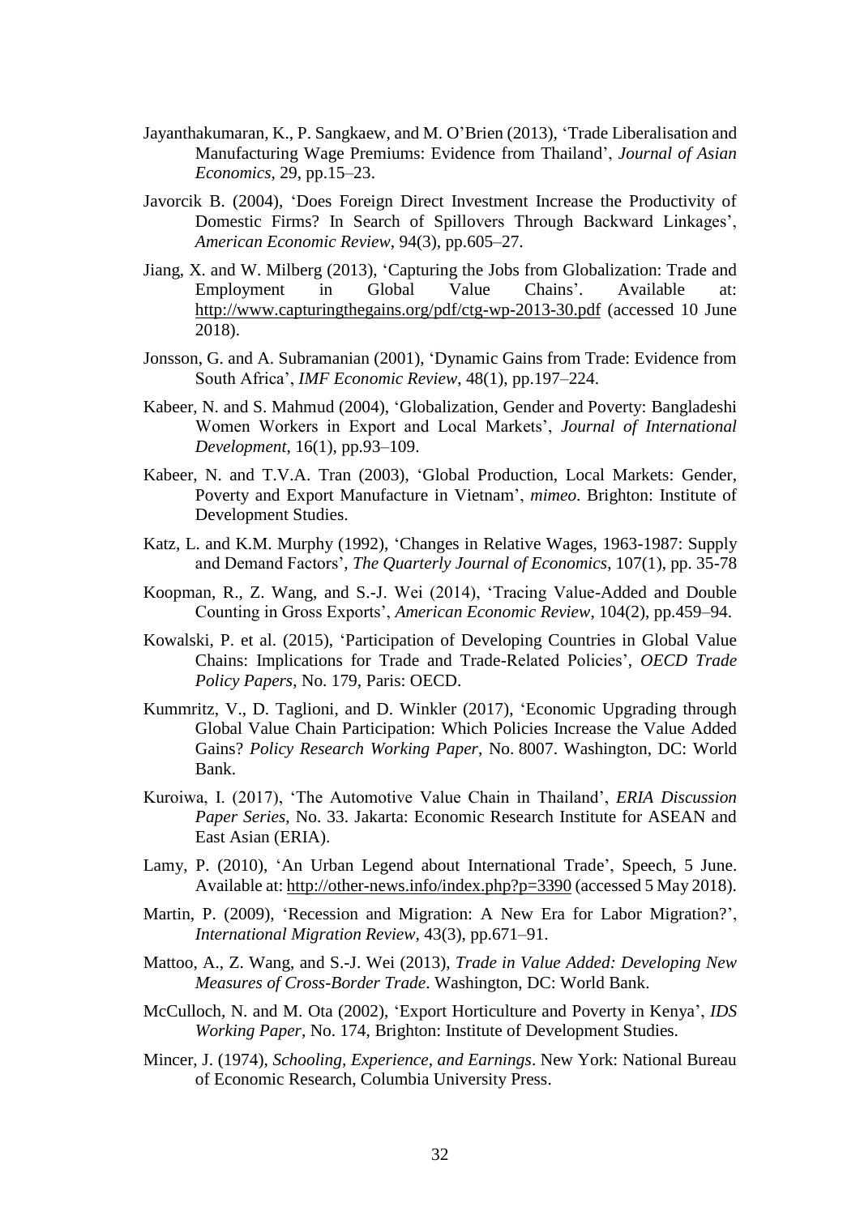Jayanthakumaran, K., P. Sangkaew, and M. O'Brien (2013), 'Trade Liberalisation and Manufacturing Wage Premiums: Evidence from Thailand', *Journal of Asian Economics*, 29, pp.15–23.

Javorcik B. (2004), 'Does Foreign Direct Investment Increase the Productivity of Domestic Firms? In Search of Spillovers Through Backward Linkages', *American Economic Review*, 94(3), pp.605–27.

Jiang, X. and W. Milberg (2013), 'Capturing the Jobs from Globalization: Trade and Employment in Global Value Chains'. Available at: http://www.capturingthegains.org/pdf/ctg-wp-2013-30.pdf (accessed 10 June 2018).

Jonsson, G. and A. Subramanian (2001), 'Dynamic Gains from Trade: Evidence from South Africa', *IMF Economic Review*, 48(1), pp.197–224.

Kabeer, N. and S. Mahmud (2004), 'Globalization, Gender and Poverty: Bangladeshi Women Workers in Export and Local Markets', *Journal of International Development*, 16(1), pp.93–109.

Kabeer, N. and T.V.A. Tran (2003), 'Global Production, Local Markets: Gender, Poverty and Export Manufacture in Vietnam', *mimeo*. Brighton: Institute of Development Studies.

Katz, L. and K.M. Murphy (1992), 'Changes in Relative Wages, 1963-1987: Supply and Demand Factors', *The Quarterly Journal of Economics*, 107(1), pp. 35-78

Koopman, R., Z. Wang, and S.-J. Wei (2014), 'Tracing Value-Added and Double Counting in Gross Exports', *American Economic Review*, 104(2), pp.459–94.

Kowalski, P. et al. (2015), 'Participation of Developing Countries in Global Value Chains: Implications for Trade and Trade-Related Policies', *OECD Trade Policy Papers*, No. 179, Paris: OECD.

Kummritz, V., D. Taglioni, and D. Winkler (2017), 'Economic Upgrading through Global Value Chain Participation: Which Policies Increase the Value Added Gains? *Policy Research Working Paper*, No. 8007. Washington, DC: World Bank.

Kuroiwa, I. (2017), 'The Automotive Value Chain in Thailand', *ERIA Discussion Paper Series*, No. 33. Jakarta: Economic Research Institute for ASEAN and East Asian (ERIA).

Lamy, P. (2010), 'An Urban Legend about International Trade', Speech, 5 June. Available at: http://other-news.info/index.php?p=3390 (accessed 5 May 2018).

Martin, P. (2009), 'Recession and Migration: A New Era for Labor Migration?', *International Migration Review*, 43(3), pp.671–91.

Mattoo, A., Z. Wang, and S.-J. Wei (2013), *Trade in Value Added: Developing New Measures of Cross-Border Trade*. Washington, DC: World Bank.

McCulloch, N. and M. Ota (2002), 'Export Horticulture and Poverty in Kenya', *IDS Working Paper*, No. 174, Brighton: Institute of Development Studies.

Mincer, J. (1974), *Schooling, Experience, and Earnings*. New York: National Bureau of Economic Research, Columbia University Press.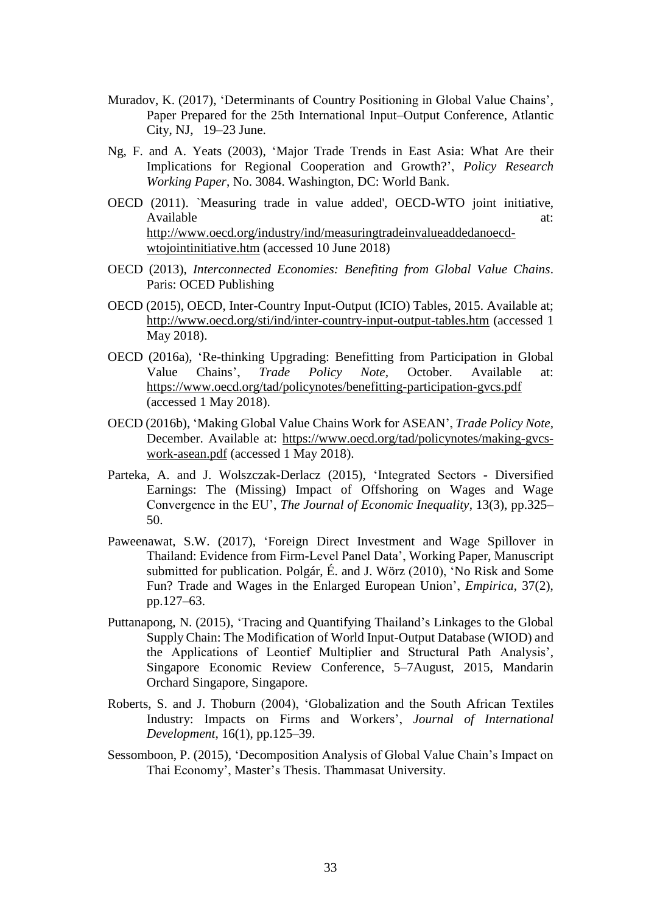Muradov, K. (2017), 'Determinants of Country Positioning in Global Value Chains', Paper Prepared for the 25th International Input–Output Conference, Atlantic City, NJ, 19–23 June.

Ng, F. and A. Yeats (2003), 'Major Trade Trends in East Asia: What Are their Implications for Regional Cooperation and Growth?', *Policy Research Working Paper*, No. 3084. Washington, DC: World Bank.

OECD (2011). `Measuring trade in value added', OECD-WTO joint initiative, Available at: http://www.oecd.org/industry/ind/measuringtradeinvalueaddedanoecd-wtojointinitiative.htm (accessed 10 June 2018)

OECD (2013), *Interconnected Economies: Benefiting from Global Value Chains*. Paris: OCED Publishing

OECD (2015), OECD, Inter-Country Input-Output (ICIO) Tables, 2015. Available at; http://www.oecd.org/sti/ind/inter-country-input-output-tables.htm (accessed 1 May 2018).

OECD (2016a), 'Re-thinking Upgrading: Benefitting from Participation in Global Value Chains', *Trade Policy Note*, October. Available at: https://www.oecd.org/tad/policynotes/benefitting-participation-gvcs.pdf (accessed 1 May 2018).

OECD (2016b), 'Making Global Value Chains Work for ASEAN', *Trade Policy Note*, December. Available at: https://www.oecd.org/tad/policynotes/making-gvcs-work-asean.pdf (accessed 1 May 2018).

Parteka, A. and J. Wolszczak-Derlacz (2015), 'Integrated Sectors - Diversified Earnings: The (Missing) Impact of Offshoring on Wages and Wage Convergence in the EU', *The Journal of Economic Inequality*, 13(3), pp.325–50.

Paweenawat, S.W. (2017), 'Foreign Direct Investment and Wage Spillover in Thailand: Evidence from Firm-Level Panel Data', Working Paper, Manuscript submitted for publication. Polgár, É. and J. Wörz (2010), 'No Risk and Some Fun? Trade and Wages in the Enlarged European Union', *Empirica*, 37(2), pp.127–63.

Puttanapong, N. (2015), 'Tracing and Quantifying Thailand's Linkages to the Global Supply Chain: The Modification of World Input-Output Database (WIOD) and the Applications of Leontief Multiplier and Structural Path Analysis', Singapore Economic Review Conference, 5–7August, 2015, Mandarin Orchard Singapore, Singapore.

Roberts, S. and J. Thoburn (2004), 'Globalization and the South African Textiles Industry: Impacts on Firms and Workers', *Journal of International Development*, 16(1), pp.125–39.

Sessomboon, P. (2015), 'Decomposition Analysis of Global Value Chain's Impact on Thai Economy', Master's Thesis. Thammasat University.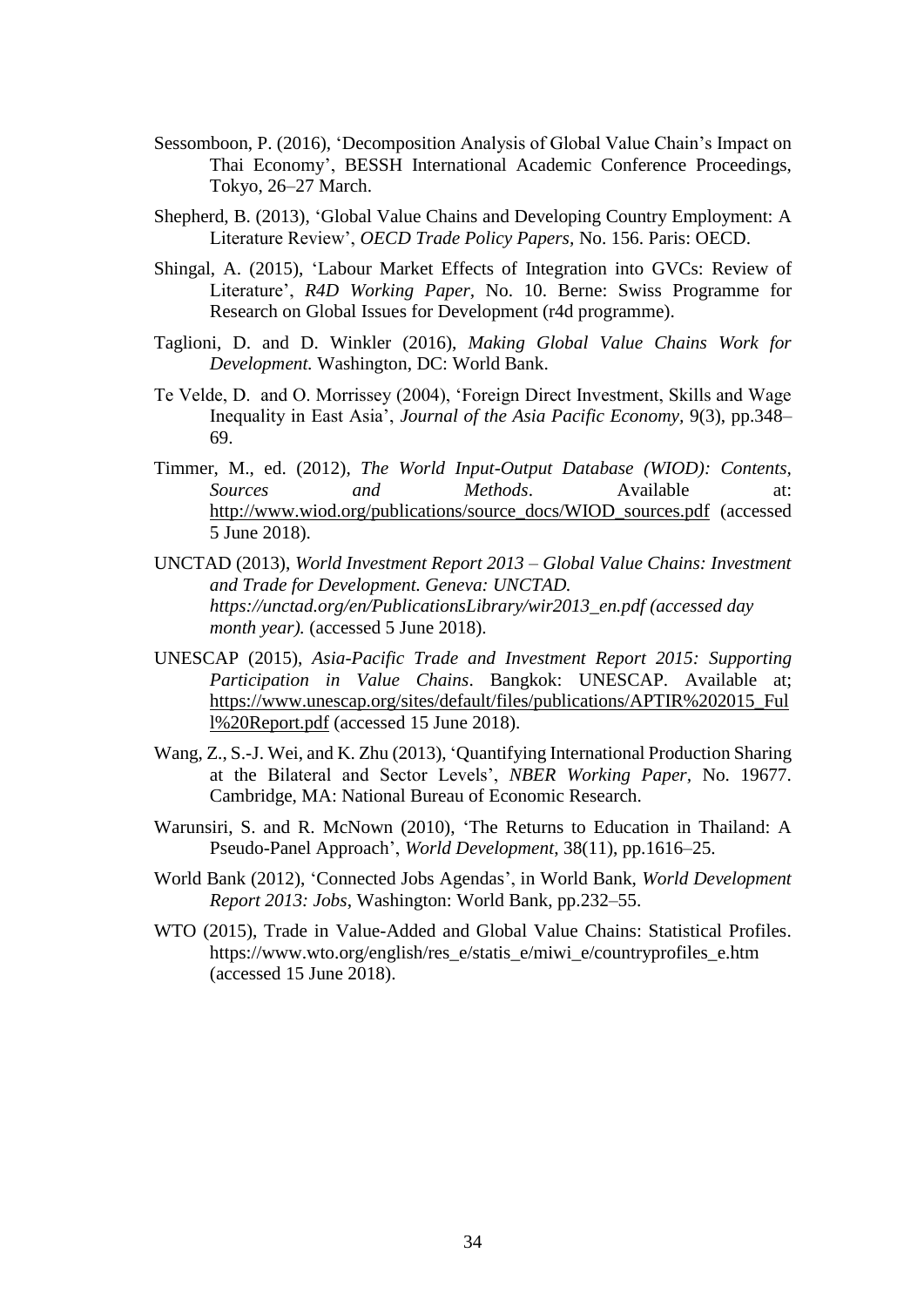Sessomboon, P. (2016), 'Decomposition Analysis of Global Value Chain's Impact on Thai Economy', BESSH International Academic Conference Proceedings, Tokyo, 26–27 March.

Shepherd, B. (2013), 'Global Value Chains and Developing Country Employment: A Literature Review', *OECD Trade Policy Papers*, No. 156. Paris: OECD.

Shingal, A. (2015), 'Labour Market Effects of Integration into GVCs: Review of Literature', *R4D Working Paper*, No. 10. Berne: Swiss Programme for Research on Global Issues for Development (r4d programme).

Taglioni, D. and D. Winkler (2016), *Making Global Value Chains Work for Development.* Washington, DC: World Bank.

Te Velde, D. and O. Morrissey (2004), 'Foreign Direct Investment, Skills and Wage Inequality in East Asia', *Journal of the Asia Pacific Economy,* 9(3), pp.348–69.

Timmer, M., ed. (2012), *The World Input-Output Database (WIOD): Contents, Sources and Methods*. Available at: http://www.wiod.org/publications/source_docs/WIOD_sources.pdf (accessed 5 June 2018).

UNCTAD (2013), *World Investment Report 2013 – Global Value Chains: Investment and Trade for Development. Geneva: UNCTAD. https://unctad.org/en/PublicationsLibrary/wir2013_en.pdf (accessed day month year).* (accessed 5 June 2018).

UNESCAP (2015), *Asia-Pacific Trade and Investment Report 2015: Supporting Participation in Value Chains*. Bangkok: UNESCAP. Available at; https://www.unescap.org/sites/default/files/publications/APTIR%202015_Full%20Report.pdf (accessed 15 June 2018).

Wang, Z., S.-J. Wei, and K. Zhu (2013), 'Quantifying International Production Sharing at the Bilateral and Sector Levels', *NBER Working Paper*, No. 19677. Cambridge, MA: National Bureau of Economic Research.

Warunsiri, S. and R. McNown (2010), 'The Returns to Education in Thailand: A Pseudo-Panel Approach', *World Development,* 38(11), pp.1616–25.

World Bank (2012), 'Connected Jobs Agendas', in World Bank, *World Development Report 2013: Jobs*, Washington: World Bank, pp.232–55.

WTO (2015), Trade in Value-Added and Global Value Chains: Statistical Profiles. https://www.wto.org/english/res_e/statis_e/miwi_e/countryprofiles_e.htm (accessed 15 June 2018).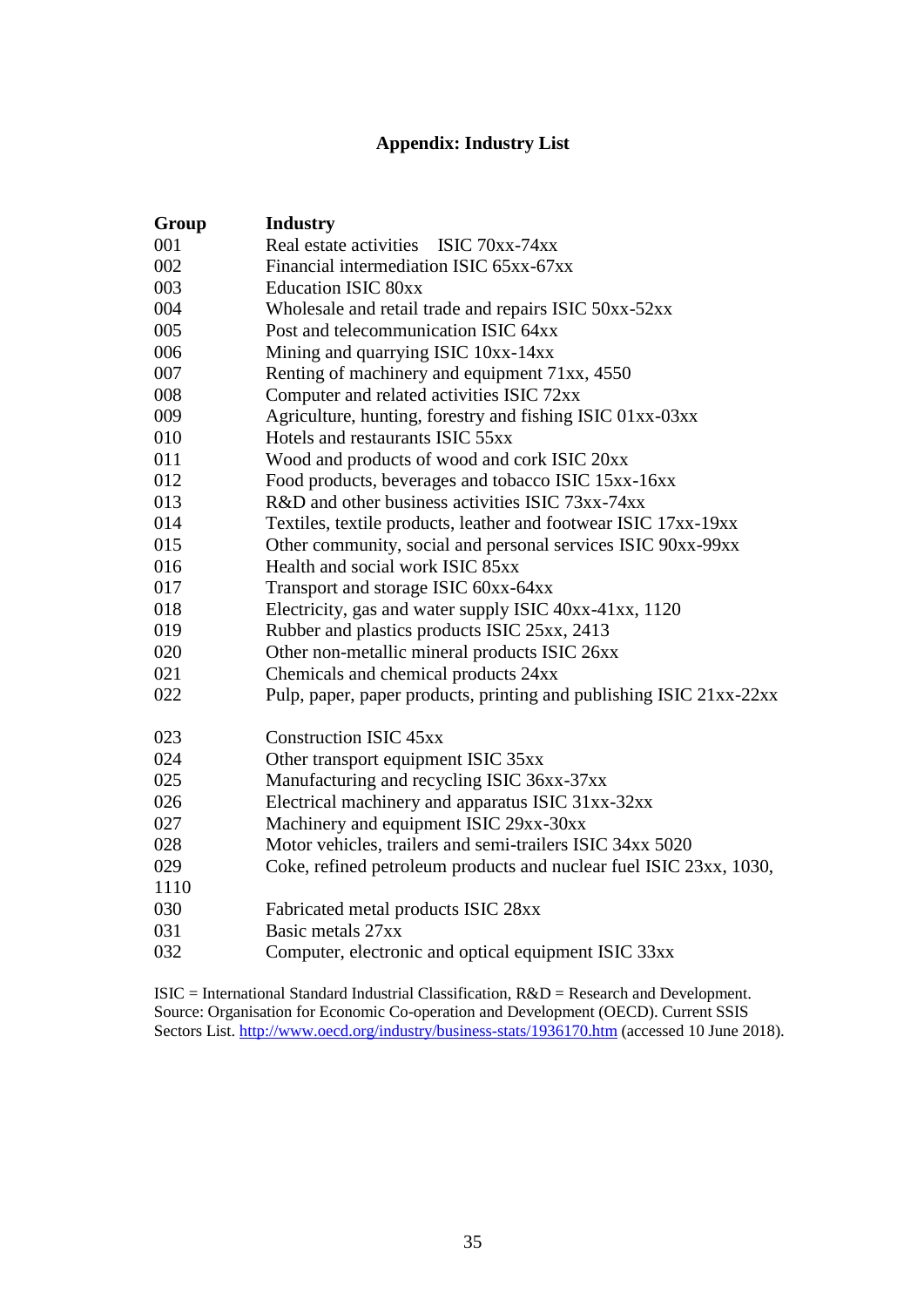## Appendix: Industry List

| Group | Industry |
|---|---|
| 001 | Real estate activities ISIC 70xx-74xx |
| 002 | Financial intermediation ISIC 65xx-67xx |
| 003 | Education ISIC 80xx |
| 004 | Wholesale and retail trade and repairs ISIC 50xx-52xx |
| 005 | Post and telecommunication ISIC 64xx |
| 006 | Mining and quarrying ISIC 10xx-14xx |
| 007 | Renting of machinery and equipment 71xx, 4550 |
| 008 | Computer and related activities ISIC 72xx |
| 009 | Agriculture, hunting, forestry and fishing ISIC 01xx-03xx |
| 010 | Hotels and restaurants ISIC 55xx |
| 011 | Wood and products of wood and cork ISIC 20xx |
| 012 | Food products, beverages and tobacco ISIC 15xx-16xx |
| 013 | R&D and other business activities ISIC 73xx-74xx |
| 014 | Textiles, textile products, leather and footwear ISIC 17xx-19xx |
| 015 | Other community, social and personal services ISIC 90xx-99xx |
| 016 | Health and social work ISIC 85xx |
| 017 | Transport and storage ISIC 60xx-64xx |
| 018 | Electricity, gas and water supply ISIC 40xx-41xx, 1120 |
| 019 | Rubber and plastics products ISIC 25xx, 2413 |
| 020 | Other non-metallic mineral products ISIC 26xx |
| 021 | Chemicals and chemical products 24xx |
| 022 | Pulp, paper, paper products, printing and publishing ISIC 21xx-22xx |
| 023 | Construction ISIC 45xx |
| 024 | Other transport equipment ISIC 35xx |
| 025 | Manufacturing and recycling ISIC 36xx-37xx |
| 026 | Electrical machinery and apparatus ISIC 31xx-32xx |
| 027 | Machinery and equipment ISIC 29xx-30xx |
| 028 | Motor vehicles, trailers and semi-trailers ISIC 34xx 5020 |
| 029 | Coke, refined petroleum products and nuclear fuel ISIC 23xx, 1030, 1110 |
| 030 | Fabricated metal products ISIC 28xx |
| 031 | Basic metals 27xx |
| 032 | Computer, electronic and optical equipment ISIC 33xx |

ISIC = International Standard Industrial Classification, R&D = Research and Development.
Source: Organisation for Economic Co-operation and Development (OECD). Current SSIS Sectors List. http://www.oecd.org/industry/business-stats/1936170.htm (accessed 10 June 2018).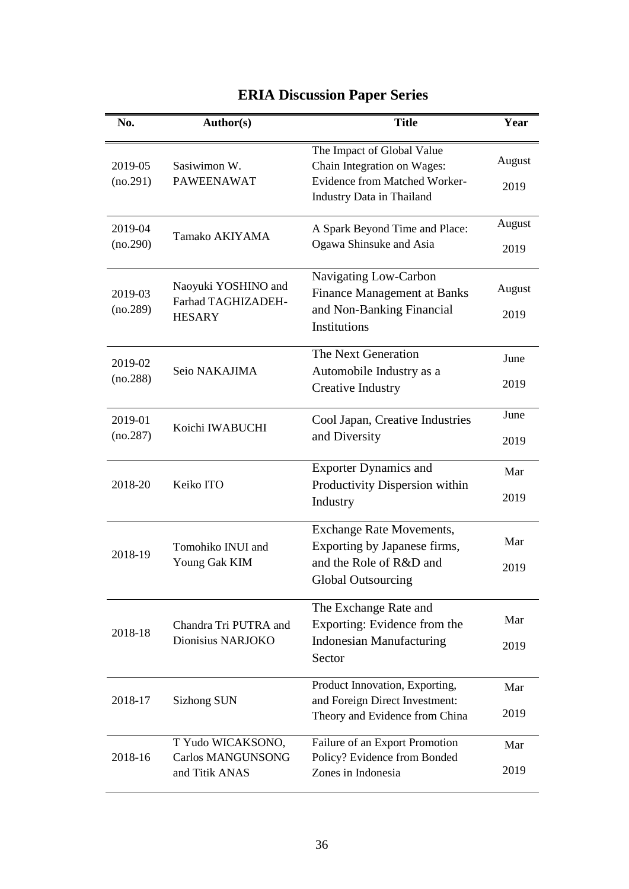# ERIA Discussion Paper Series

| No. | Author(s) | Title | Year |
|---|---|---|---|
| 2019-05 (no.291) | Sasiwimon W. PAWEENAWAT | The Impact of Global Value Chain Integration on Wages: Evidence from Matched Worker-Industry Data in Thailand | August 2019 |
| 2019-04 (no.290) | Tamako AKIYAMA | A Spark Beyond Time and Place: Ogawa Shinsuke and Asia | August 2019 |
| 2019-03 (no.289) | Naoyuki YOSHINO and Farhad TAGHIZADEH-HESARY | Navigating Low-Carbon Finance Management at Banks and Non-Banking Financial Institutions | August 2019 |
| 2019-02 (no.288) | Seio NAKAJIMA | The Next Generation Automobile Industry as a Creative Industry | June 2019 |
| 2019-01 (no.287) | Koichi IWABUCHI | Cool Japan, Creative Industries and Diversity | June 2019 |
| 2018-20 | Keiko ITO | Exporter Dynamics and Productivity Dispersion within Industry | Mar 2019 |
| 2018-19 | Tomohiko INUI and Young Gak KIM | Exchange Rate Movements, Exporting by Japanese firms, and the Role of R&D and Global Outsourcing | Mar 2019 |
| 2018-18 | Chandra Tri PUTRA and Dionisius NARJOKO | The Exchange Rate and Exporting: Evidence from the Indonesian Manufacturing Sector | Mar 2019 |
| 2018-17 | Sizhong SUN | Product Innovation, Exporting, and Foreign Direct Investment: Theory and Evidence from China | Mar 2019 |
| 2018-16 | T Yudo WICAKSONO, Carlos MANGUNSONG and Titik ANAS | Failure of an Export Promotion Policy? Evidence from Bonded Zones in Indonesia | Mar 2019 |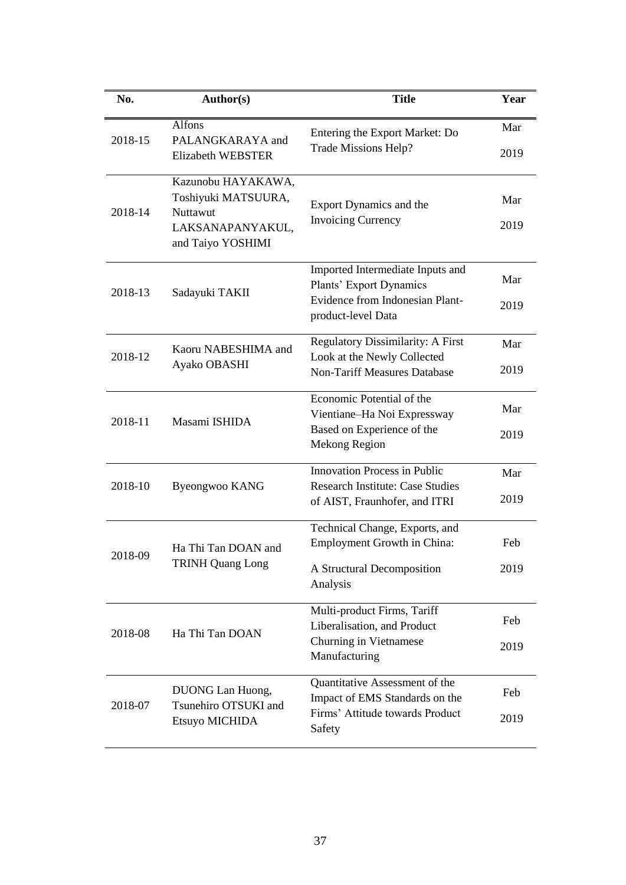| No. | Author(s) | Title | Year |
|---|---|---|---|
| 2018-15 | Alfons PALANGKARAYA and Elizabeth WEBSTER | Entering the Export Market: Do Trade Missions Help? | Mar 2019 |
| 2018-14 | Kazunobu HAYAKAWA, Toshiyuki MATSUURA, Nuttawut LAKSANAPANYAKUL, and Taiyo YOSHIMI | Export Dynamics and the Invoicing Currency | Mar 2019 |
| 2018-13 | Sadayuki TAKII | Imported Intermediate Inputs and Plants' Export Dynamics Evidence from Indonesian Plant-product-level Data | Mar 2019 |
| 2018-12 | Kaoru NABESHIMA and Ayako OBASHI | Regulatory Dissimilarity: A First Look at the Newly Collected Non-Tariff Measures Database | Mar 2019 |
| 2018-11 | Masami ISHIDA | Economic Potential of the Vientiane–Ha Noi Expressway Based on Experience of the Mekong Region | Mar 2019 |
| 2018-10 | Byeongwoo KANG | Innovation Process in Public Research Institute: Case Studies of AIST, Fraunhofer, and ITRI | Mar 2019 |
| 2018-09 | Ha Thi Tan DOAN and TRINH Quang Long | Technical Change, Exports, and Employment Growth in China: A Structural Decomposition Analysis | Feb 2019 |
| 2018-08 | Ha Thi Tan DOAN | Multi-product Firms, Tariff Liberalisation, and Product Churning in Vietnamese Manufacturing | Feb 2019 |
| 2018-07 | DUONG Lan Huong, Tsunehiro OTSUKI and Etsuyo MICHIDA | Quantitative Assessment of the Impact of EMS Standards on the Firms' Attitude towards Product Safety | Feb 2019 |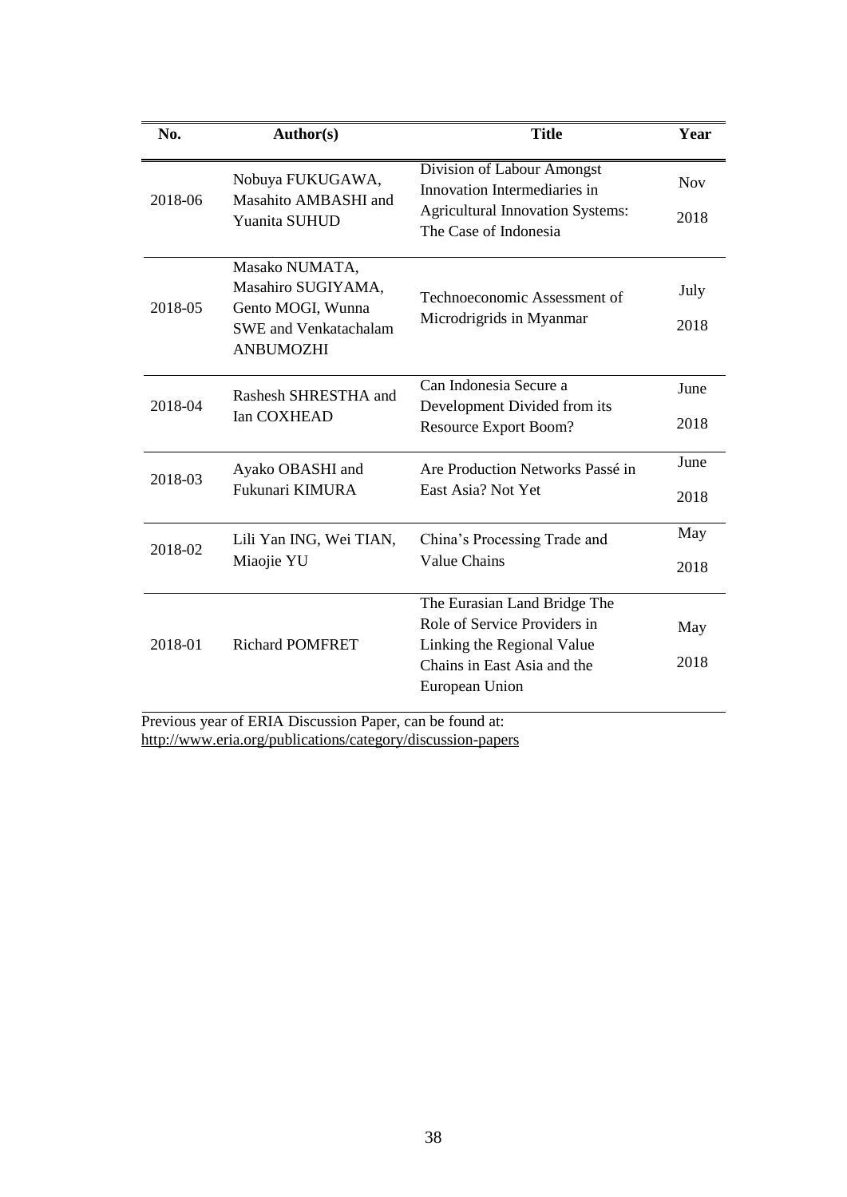| No. | Author(s) | Title | Year |
|---|---|---|---|
| 2018-06 | Nobuya FUKUGAWA, Masahito AMBASHI and Yuanita SUHUD | Division of Labour Amongst Innovation Intermediaries in Agricultural Innovation Systems: The Case of Indonesia | Nov 2018 |
| 2018-05 | Masako NUMATA, Masahiro SUGIYAMA, Gento MOGI, Wunna SWE and Venkatachalam ANBUMOZHI | Technoeconomic Assessment of Microdrigrids in Myanmar | July 2018 |
| 2018-04 | Rashesh SHRESTHA and Ian COXHEAD | Can Indonesia Secure a Development Divided from its Resource Export Boom? | June 2018 |
| 2018-03 | Ayako OBASHI and Fukunari KIMURA | Are Production Networks Passé in East Asia? Not Yet | June 2018 |
| 2018-02 | Lili Yan ING, Wei TIAN, Miaojie YU | China's Processing Trade and Value Chains | May 2018 |
| 2018-01 | Richard POMFRET | The Eurasian Land Bridge The Role of Service Providers in Linking the Regional Value Chains in East Asia and the European Union | May 2018 |

Previous year of ERIA Discussion Paper, can be found at:
http://www.eria.org/publications/category/discussion-papers